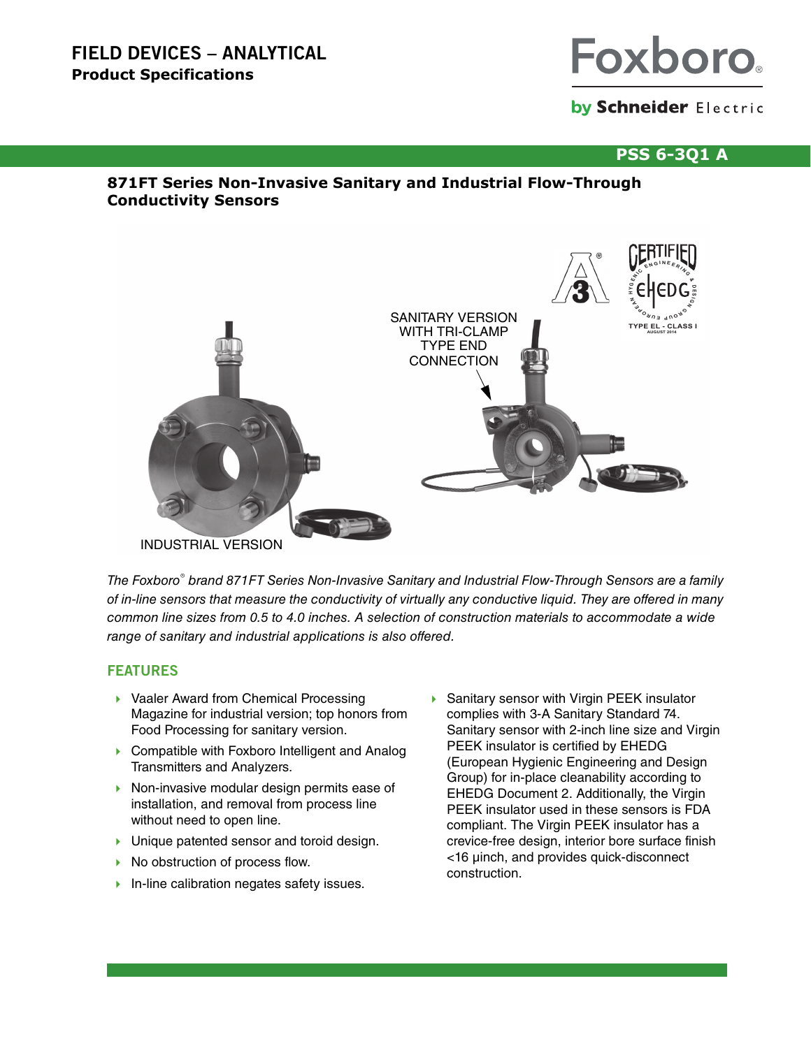# FIELD DEVICES – ANALYTICAL

**Product Specifications**

PSS 6-3Q1 A

## 871FT Series Non-Invasive Sanitary and Industrial Flow-Through Conductivity Sensors

SANITARY VERSION WITH TRI-CLAMP TYPE END CONNECTION

INDUSTRIAL VERSION

*The Foxboro® brand 871FT Series Non-Invasive Sanitary and Industrial Flow-Through Sensors are a family of in-line sensors that measure the conductivity of virtually any conductive liquid. They are offered in many common line sizes from 0.5 to 4.0 inches. A selection of construction materials to accommodate a wide range of sanitary and industrial applications is also offered.*

## FEATURES

- Vaaler Award from Chemical Processing Magazine for industrial version; top honors from Food Processing for sanitary version.
- Compatible with Foxboro Intelligent and Analog Transmitters and Analyzers.
- Non-invasive modular design permits ease of installation, and removal from process line without need to open line.
- Unique patented sensor and toroid design.
- No obstruction of process flow.
- In-line calibration negates safety issues.
- Sanitary sensor with Virgin PEEK insulator complies with 3-A Sanitary Standard 74. Sanitary sensor with 2-inch line size and Virgin PEEK insulator is certified by EHEDG (European Hygienic Engineering and Design Group) for in-place cleanability according to EHEDG Document 2. Additionally, the Virgin PEEK insulator used in these sensors is FDA compliant. The Virgin PEEK insulator has a crevice-free design, interior bore surface finish <16 µinch, and provides quick-disconnect construction.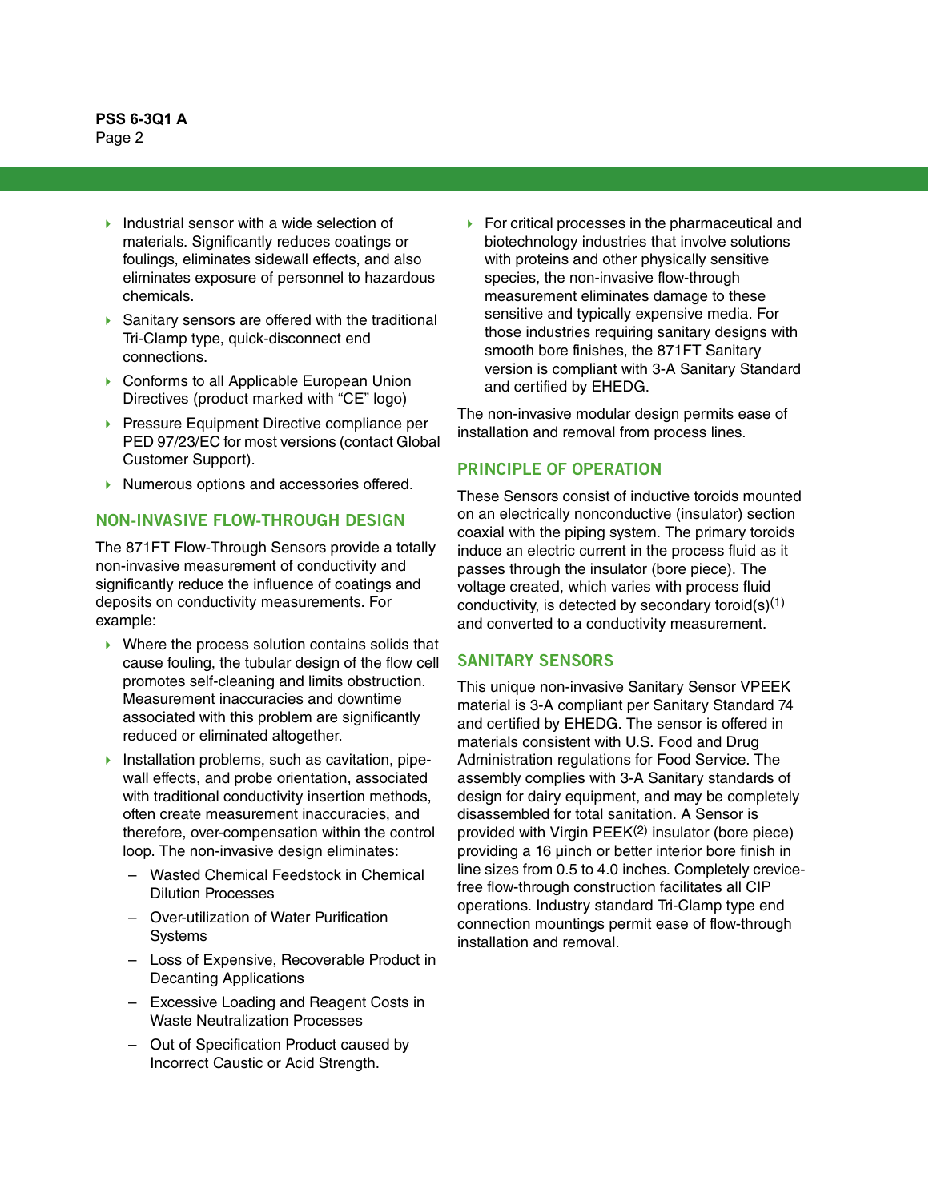- Industrial sensor with a wide selection of materials. Significantly reduces coatings or foulings, eliminates sidewall effects, and also eliminates exposure of personnel to hazardous chemicals.
- Sanitary sensors are offered with the traditional Tri-Clamp type, quick-disconnect end connections.
- Conforms to all Applicable European Union Directives (product marked with “CE” logo)
- Pressure Equipment Directive compliance per PED 97/23/EC for most versions (contact Global Customer Support).
- Numerous options and accessories offered.

## NON-INVASIVE FLOW-THROUGH DESIGN

The 871FT Flow-Through Sensors provide a totally non-invasive measurement of conductivity and significantly reduce the influence of coatings and deposits on conductivity measurements. For example:

- Where the process solution contains solids that cause fouling, the tubular design of the flow cell promotes self-cleaning and limits obstruction. Measurement inaccuracies and downtime associated with this problem are significantly reduced or eliminated altogether.
- Installation problems, such as cavitation, pipe-wall effects, and probe orientation, associated with traditional conductivity insertion methods, often create measurement inaccuracies, and therefore, over-compensation within the control loop. The non-invasive design eliminates:
  - Wasted Chemical Feedstock in Chemical Dilution Processes
  - Over-utilization of Water Purification Systems
  - Loss of Expensive, Recoverable Product in Decanting Applications
  - Excessive Loading and Reagent Costs in Waste Neutralization Processes
  - Out of Specification Product caused by Incorrect Caustic or Acid Strength.
- For critical processes in the pharmaceutical and biotechnology industries that involve solutions with proteins and other physically sensitive species, the non-invasive flow-through measurement eliminates damage to these sensitive and typically expensive media. For those industries requiring sanitary designs with smooth bore finishes, the 871FT Sanitary version is compliant with 3-A Sanitary Standard and certified by EHEDG.

The non-invasive modular design permits ease of installation and removal from process lines.

## PRINCIPLE OF OPERATION

These Sensors consist of inductive toroids mounted on an electrically nonconductive (insulator) section coaxial with the piping system. The primary toroids induce an electric current in the process fluid as it passes through the insulator (bore piece). The voltage created, which varies with process fluid conductivity, is detected by secondary toroid(s)[1] and converted to a conductivity measurement.

## SANITARY SENSORS

This unique non-invasive Sanitary Sensor VPEEK material is 3-A compliant per Sanitary Standard 74 and certified by EHEDG. The sensor is offered in materials consistent with U.S. Food and Drug Administration regulations for Food Service. The assembly complies with 3-A Sanitary standards of design for dairy equipment, and may be completely disassembled for total sanitation. A Sensor is provided with Virgin PEEK[2] insulator (bore piece) providing a 16 µinch or better interior bore finish in line sizes from 0.5 to 4.0 inches. Completely crevice-free flow-through construction facilitates all CIP operations. Industry standard Tri-Clamp type end connection mountings permit ease of flow-through installation and removal.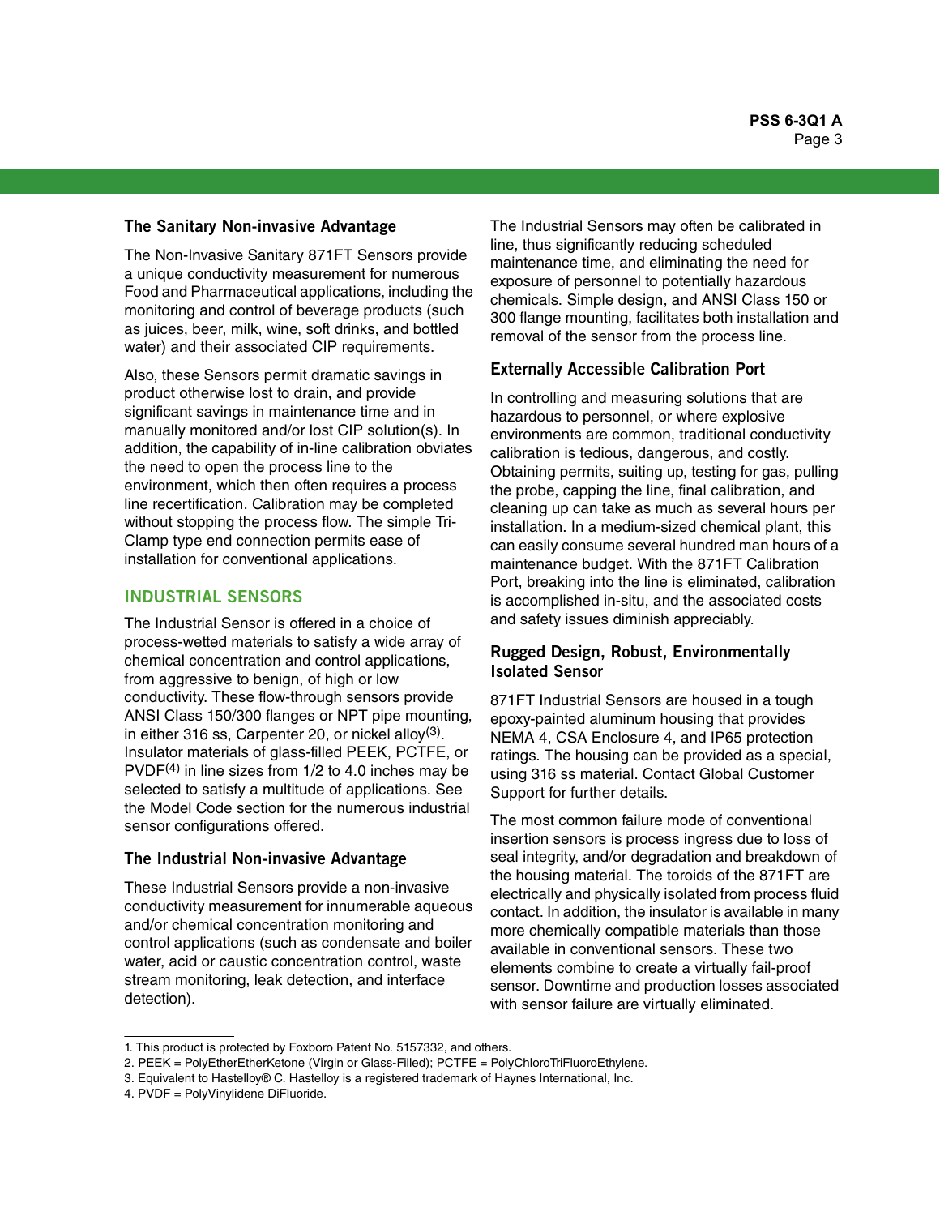### The Sanitary Non-invasive Advantage

The Non-Invasive Sanitary 871FT Sensors provide a unique conductivity measurement for numerous Food and Pharmaceutical applications, including the monitoring and control of beverage products (such as juices, beer, milk, wine, soft drinks, and bottled water) and their associated CIP requirements.

Also, these Sensors permit dramatic savings in product otherwise lost to drain, and provide significant savings in maintenance time and in manually monitored and/or lost CIP solution(s). In addition, the capability of in-line calibration obviates the need to open the process line to the environment, which then often requires a process line recertification. Calibration may be completed without stopping the process flow. The simple Tri-Clamp type end connection permits ease of installation for conventional applications.

## INDUSTRIAL SENSORS

The Industrial Sensor is offered in a choice of process-wetted materials to satisfy a wide array of chemical concentration and control applications, from aggressive to benign, of high or low conductivity. These flow-through sensors provide ANSI Class 150/300 flanges or NPT pipe mounting, in either 316 ss, Carpenter 20, or nickel alloy[3]. Insulator materials of glass-filled PEEK, PCTFE, or PVDF[4] in line sizes from 1/2 to 4.0 inches may be selected to satisfy a multitude of applications. See the Model Code section for the numerous industrial sensor configurations offered.

### The Industrial Non-invasive Advantage

These Industrial Sensors provide a non-invasive conductivity measurement for innumerable aqueous and/or chemical concentration monitoring and control applications (such as condensate and boiler water, acid or caustic concentration control, waste stream monitoring, leak detection, and interface detection).

The Industrial Sensors may often be calibrated in line, thus significantly reducing scheduled maintenance time, and eliminating the need for exposure of personnel to potentially hazardous chemicals. Simple design, and ANSI Class 150 or 300 flange mounting, facilitates both installation and removal of the sensor from the process line.

### Externally Accessible Calibration Port

In controlling and measuring solutions that are hazardous to personnel, or where explosive environments are common, traditional conductivity calibration is tedious, dangerous, and costly. Obtaining permits, suiting up, testing for gas, pulling the probe, capping the line, final calibration, and cleaning up can take as much as several hours per installation. In a medium-sized chemical plant, this can easily consume several hundred man hours of a maintenance budget. With the 871FT Calibration Port, breaking into the line is eliminated, calibration is accomplished in-situ, and the associated costs and safety issues diminish appreciably.

### Rugged Design, Robust, Environmentally Isolated Sensor

871FT Industrial Sensors are housed in a tough epoxy-painted aluminum housing that provides NEMA 4, CSA Enclosure 4, and IP65 protection ratings. The housing can be provided as a special, using 316 ss material. Contact Global Customer Support for further details.

The most common failure mode of conventional insertion sensors is process ingress due to loss of seal integrity, and/or degradation and breakdown of the housing material. The toroids of the 871FT are electrically and physically isolated from process fluid contact. In addition, the insulator is available in many more chemically compatible materials than those available in conventional sensors. These two elements combine to create a virtually fail-proof sensor. Downtime and production losses associated with sensor failure are virtually eliminated.

---

1. This product is protected by Foxboro Patent No. 5157332, and others.
2. PEEK = PolyEtherEtherKetone (Virgin or Glass-Filled); PCTFE = PolyChloroTriFluoroEthylene.
3. Equivalent to Hastelloy® C. Hastelloy is a registered trademark of Haynes International, Inc.
4. PVDF = PolyVinylidene DiFluoride.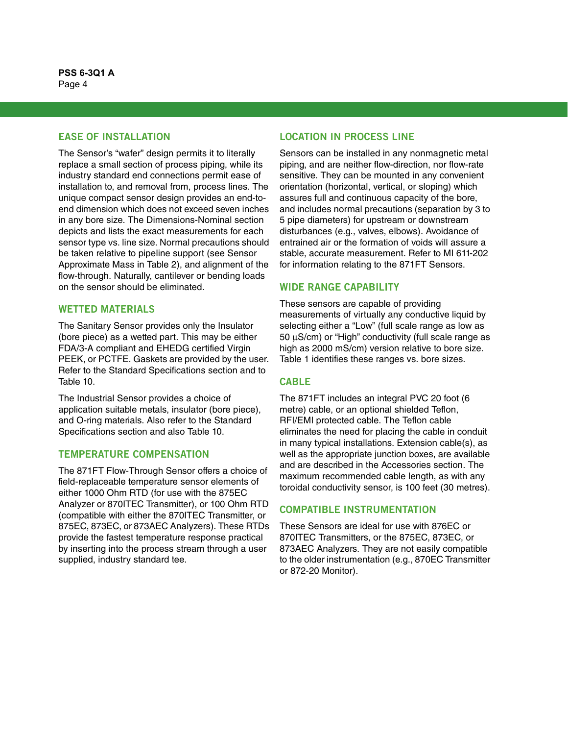## EASE OF INSTALLATION

The Sensor's "wafer" design permits it to literally replace a small section of process piping, while its industry standard end connections permit ease of installation to, and removal from, process lines. The unique compact sensor design provides an end-to-end dimension which does not exceed seven inches in any bore size. The Dimensions-Nominal section depicts and lists the exact measurements for each sensor type vs. line size. Normal precautions should be taken relative to pipeline support (see Sensor Approximate Mass in Table 2), and alignment of the flow-through. Naturally, cantilever or bending loads on the sensor should be eliminated.

## WETTED MATERIALS

The Sanitary Sensor provides only the Insulator (bore piece) as a wetted part. This may be either FDA/3-A compliant and EHEDG certified Virgin PEEK, or PCTFE. Gaskets are provided by the user. Refer to the Standard Specifications section and to Table 10.

The Industrial Sensor provides a choice of application suitable metals, insulator (bore piece), and O-ring materials. Also refer to the Standard Specifications section and also Table 10.

## TEMPERATURE COMPENSATION

The 871FT Flow-Through Sensor offers a choice of field-replaceable temperature sensor elements of either 1000 Ohm RTD (for use with the 875EC Analyzer or 870ITEC Transmitter), or 100 Ohm RTD (compatible with either the 870ITEC Transmitter, or 875EC, 873EC, or 873AEC Analyzers). These RTDs provide the fastest temperature response practical by inserting into the process stream through a user supplied, industry standard tee.

## LOCATION IN PROCESS LINE

Sensors can be installed in any nonmagnetic metal piping, and are neither flow-direction, nor flow-rate sensitive. They can be mounted in any convenient orientation (horizontal, vertical, or sloping) which assures full and continuous capacity of the bore, and includes normal precautions (separation by 3 to 5 pipe diameters) for upstream or downstream disturbances (e.g., valves, elbows). Avoidance of entrained air or the formation of voids will assure a stable, accurate measurement. Refer to MI 611-202 for information relating to the 871FT Sensors.

## WIDE RANGE CAPABILITY

These sensors are capable of providing measurements of virtually any conductive liquid by selecting either a "Low" (full scale range as low as 50 µS/cm) or "High" conductivity (full scale range as high as 2000 mS/cm) version relative to bore size. Table 1 identifies these ranges vs. bore sizes.

## CABLE

The 871FT includes an integral PVC 20 foot (6 metre) cable, or an optional shielded Teflon, RFI/EMI protected cable. The Teflon cable eliminates the need for placing the cable in conduit in many typical installations. Extension cable(s), as well as the appropriate junction boxes, are available and are described in the Accessories section. The maximum recommended cable length, as with any toroidal conductivity sensor, is 100 feet (30 metres).

## COMPATIBLE INSTRUMENTATION

These Sensors are ideal for use with 876EC or 870ITEC Transmitters, or the 875EC, 873EC, or 873AEC Analyzers. They are not easily compatible to the older instrumentation (e.g., 870EC Transmitter or 872-20 Monitor).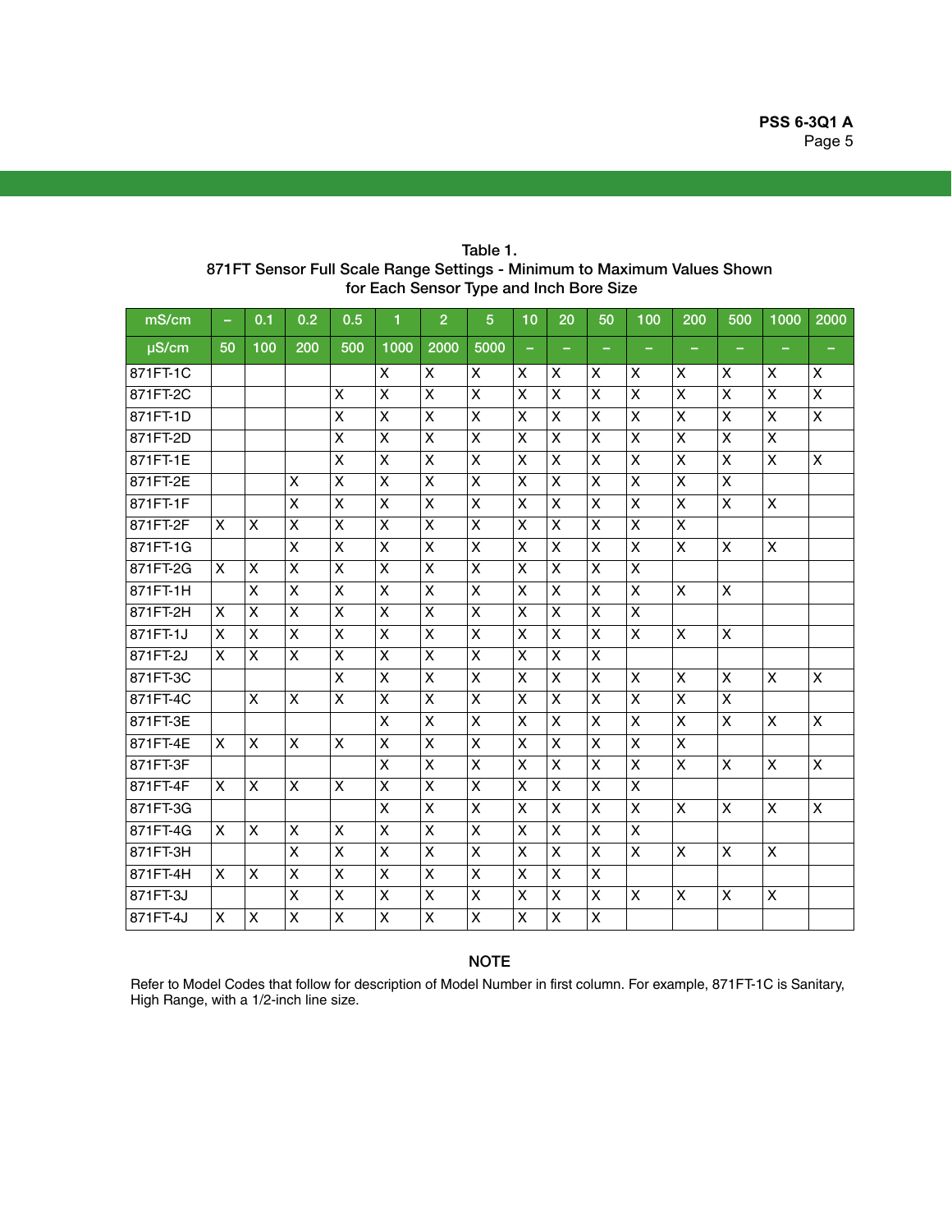Table 1.
871FT Sensor Full Scale Range Settings - Minimum to Maximum Values Shown for Each Sensor Type and Inch Bore Size

| mS/cm | – | 0.1 | 0.2 | 0.5 | 1 | 2 | 5 | 10 | 20 | 50 | 100 | 200 | 500 | 1000 | 2000 |
|---|---|---|---|---|---|---|---|---|---|---|---|---|---|---|---|
| µS/cm | 50 | 100 | 200 | 500 | 1000 | 2000 | 5000 | – | – | – | – | – | – | – | – |
| 871FT-1C | | | | | X | X | X | X | X | X | X | X | X | X | X |
| 871FT-2C | | | | X | X | X | X | X | X | X | X | X | X | X | X |
| 871FT-1D | | | | X | X | X | X | X | X | X | X | X | X | X | X |
| 871FT-2D | | | | X | X | X | X | X | X | X | X | X | X | X | |
| 871FT-1E | | | | X | X | X | X | X | X | X | X | X | X | X | X |
| 871FT-2E | | | X | X | X | X | X | X | X | X | X | X | X | | |
| 871FT-1F | | | X | X | X | X | X | X | X | X | X | X | X | X | |
| 871FT-2F | X | X | X | X | X | X | X | X | X | X | X | X | | | |
| 871FT-1G | | | X | X | X | X | X | X | X | X | X | X | X | X | |
| 871FT-2G | X | X | X | X | X | X | X | X | X | X | X | | | | |
| 871FT-1H | | X | X | X | X | X | X | X | X | X | X | X | X | | |
| 871FT-2H | X | X | X | X | X | X | X | X | X | X | X | | | | |
| 871FT-1J | X | X | X | X | X | X | X | X | X | X | X | X | X | | |
| 871FT-2J | X | X | X | X | X | X | X | X | X | X | | | | | |
| 871FT-3C | | | | X | X | X | X | X | X | X | X | X | X | X | X |
| 871FT-4C | | X | X | X | X | X | X | X | X | X | X | X | X | | |
| 871FT-3E | | | | | X | X | X | X | X | X | X | X | X | X | X |
| 871FT-4E | X | X | X | X | X | X | X | X | X | X | X | X | | | |
| 871FT-3F | | | | | X | X | X | X | X | X | X | X | X | X | X |
| 871FT-4F | X | X | X | X | X | X | X | X | X | X | X | | | | |
| 871FT-3G | | | | | X | X | X | X | X | X | X | X | X | X | X |
| 871FT-4G | X | X | X | X | X | X | X | X | X | X | X | | | | |
| 871FT-3H | | | X | X | X | X | X | X | X | X | X | X | X | X | |
| 871FT-4H | X | X | X | X | X | X | X | X | X | X | | | | | |
| 871FT-3J | | | X | X | X | X | X | X | X | X | X | X | X | X | |
| 871FT-4J | X | X | X | X | X | X | X | X | X | X | | | | | |

**NOTE**

Refer to Model Codes that follow for description of Model Number in first column. For example, 871FT-1C is Sanitary, High Range, with a 1/2-inch line size.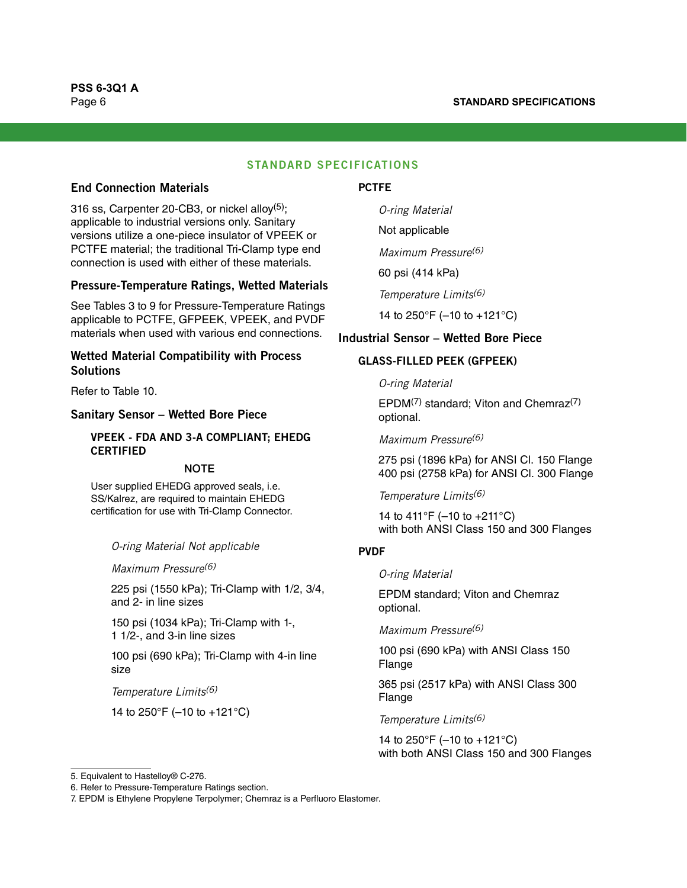## STANDARD SPECIFICATIONS

### End Connection Materials

316 ss, Carpenter 20-CB3, or nickel alloy[5]; applicable to industrial versions only. Sanitary versions utilize a one-piece insulator of VPEEK or PCTFE material; the traditional Tri-Clamp type end connection is used with either of these materials.

### Pressure-Temperature Ratings, Wetted Materials

See Tables 3 to 9 for Pressure-Temperature Ratings applicable to PCTFE, GFPEEK, VPEEK, and PVDF materials when used with various end connections.

### Wetted Material Compatibility with Process Solutions

Refer to Table 10.

### Sanitary Sensor – Wetted Bore Piece

#### VPEEK - FDA AND 3-A COMPLIANT; EHEDG CERTIFIED

**NOTE**

User supplied EHEDG approved seals, i.e. SS/Kalrez, are required to maintain EHEDG certification for use with Tri-Clamp Connector.

*O-ring Material* Not applicable

*Maximum Pressure*[6]

225 psi (1550 kPa); Tri-Clamp with 1/2, 3/4, and 2- in line sizes

150 psi (1034 kPa); Tri-Clamp with 1-, 1 1/2-, and 3-in line sizes

100 psi (690 kPa); Tri-Clamp with 4-in line size

*Temperature Limits*[6]

14 to 250°F (–10 to +121°C)

#### PCTFE

*O-ring Material*

Not applicable

*Maximum Pressure*[6]

60 psi (414 kPa)

*Temperature Limits*[6]

14 to 250°F (–10 to +121°C)

### Industrial Sensor – Wetted Bore Piece

#### GLASS-FILLED PEEK (GFPEEK)

*O-ring Material*

EPDM[7] standard; Viton and Chemraz[7] optional.

*Maximum Pressure*[6]

275 psi (1896 kPa) for ANSI Cl. 150 Flange
400 psi (2758 kPa) for ANSI Cl. 300 Flange

*Temperature Limits*[6]

14 to 411°F (–10 to +211°C)
with both ANSI Class 150 and 300 Flanges

#### PVDF

*O-ring Material*

EPDM standard; Viton and Chemraz optional.

*Maximum Pressure*[6]

100 psi (690 kPa) with ANSI Class 150 Flange

365 psi (2517 kPa) with ANSI Class 300 Flange

*Temperature Limits*[6]

14 to 250°F (–10 to +121°C)
with both ANSI Class 150 and 300 Flanges

---

5. Equivalent to Hastelloy® C-276.
6. Refer to Pressure-Temperature Ratings section.
7. EPDM is Ethylene Propylene Terpolymer; Chemraz is a Perfluoro Elastomer.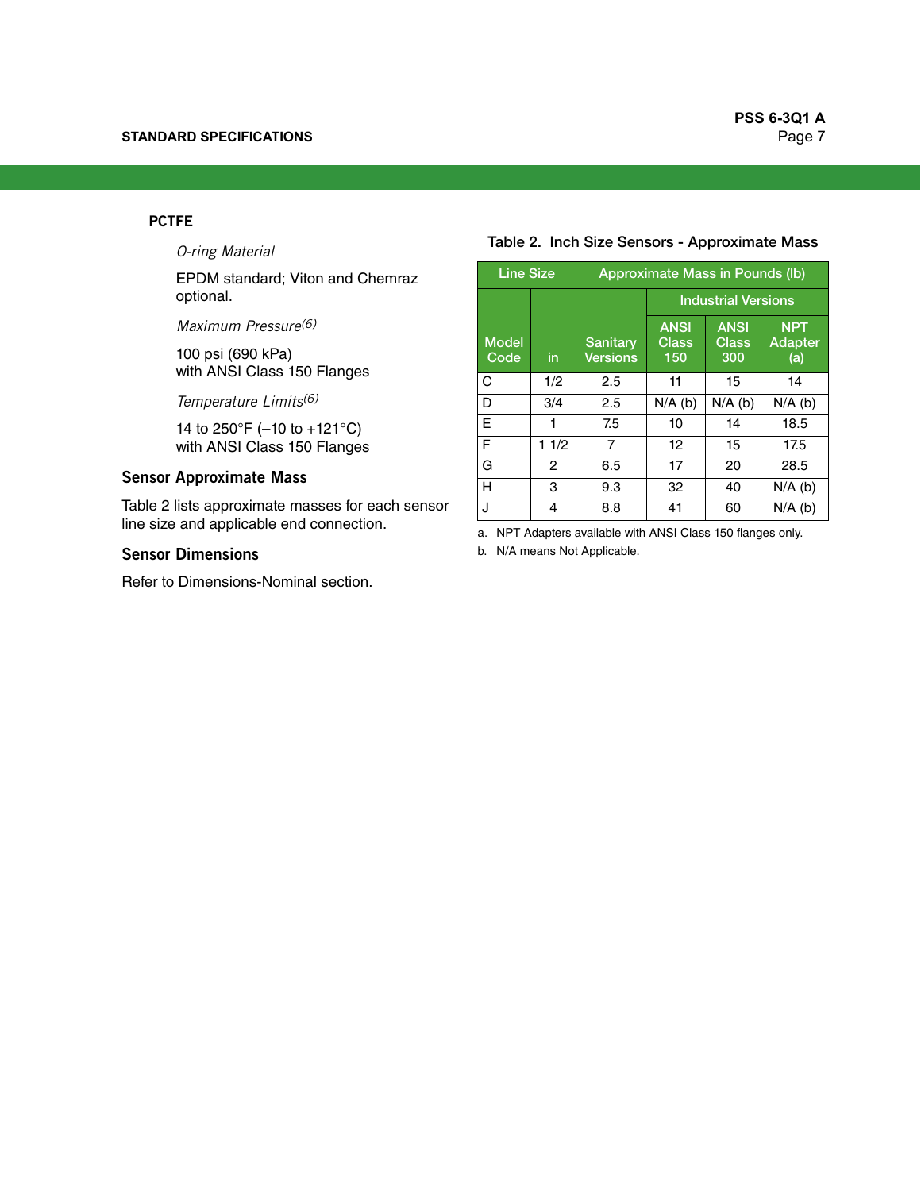### PCTFE

*O-ring Material*

EPDM standard; Viton and Chemraz optional.

*Maximum Pressure*(6)

100 psi (690 kPa)
with ANSI Class 150 Flanges

*Temperature Limits*(6)

14 to 250°F (–10 to +121°C)
with ANSI Class 150 Flanges

## Sensor Approximate Mass

Table 2 lists approximate masses for each sensor line size and applicable end connection.

## Sensor Dimensions

Refer to Dimensions-Nominal section.

Table 2. Inch Size Sensors - Approximate Mass

| Line Size | | Approximate Mass in Pounds (lb) | | | |
|---|---|---|---|---|---|
| | | | Industrial Versions | | |
| Model Code | in | Sanitary Versions | ANSI Class 150 | ANSI Class 300 | NPT Adapter (a) |
| C | 1/2 | 2.5 | 11 | 15 | 14 |
| D | 3/4 | 2.5 | N/A (b) | N/A (b) | N/A (b) |
| E | 1 | 7.5 | 10 | 14 | 18.5 |
| F | 1 1/2 | 7 | 12 | 15 | 17.5 |
| G | 2 | 6.5 | 17 | 20 | 28.5 |
| H | 3 | 9.3 | 32 | 40 | N/A (b) |
| J | 4 | 8.8 | 41 | 60 | N/A (b) |

a. NPT Adapters available with ANSI Class 150 flanges only.

b. N/A means Not Applicable.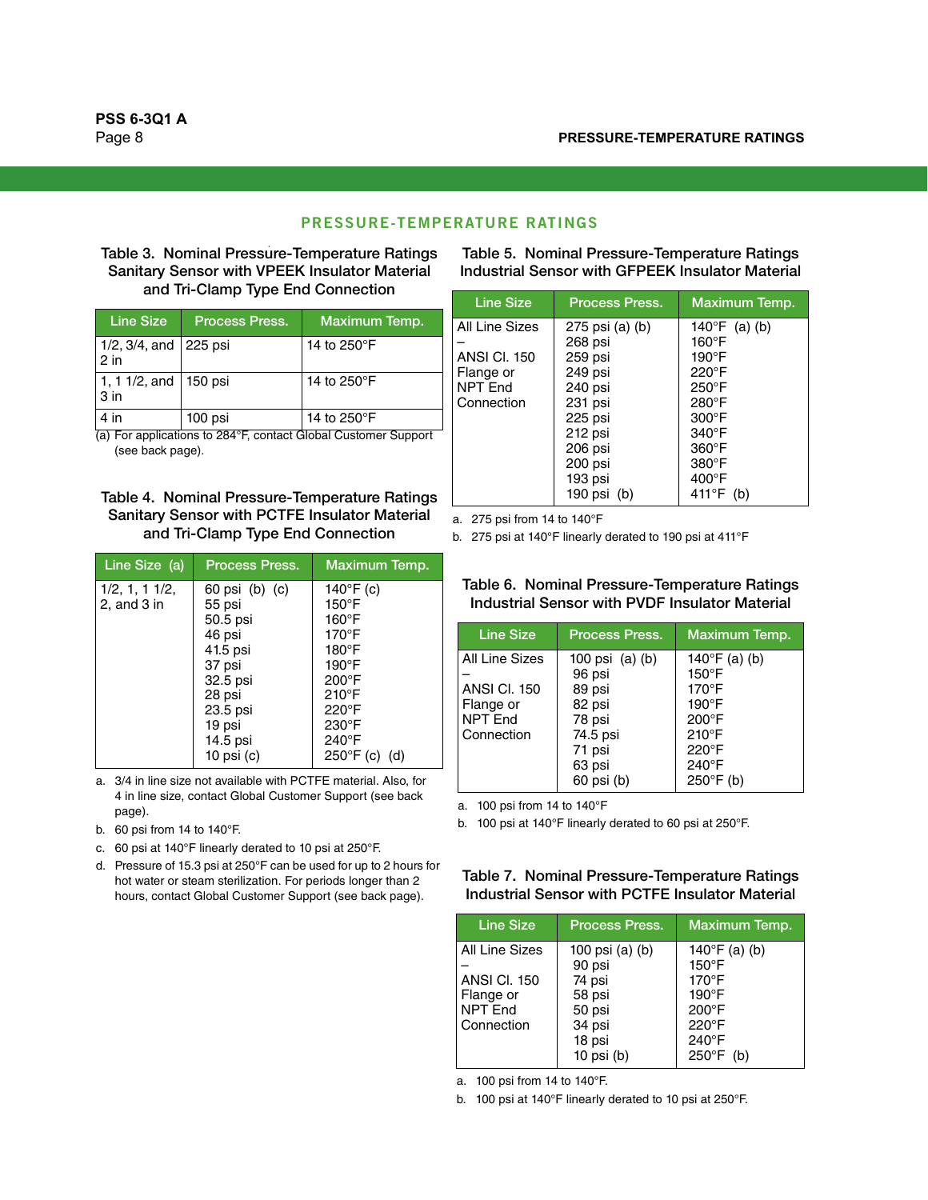## PRESSURE-TEMPERATURE RATINGS

**Table 3. Nominal Pressure-Temperature Ratings Sanitary Sensor with VPEEK Insulator Material and Tri-Clamp Type End Connection**

| Line Size | Process Press. | Maximum Temp. |
|---|---|---|
| 1/2, 3/4, and 2 in | 225 psi | 14 to 250°F |
| 1, 1 1/2, and 3 in | 150 psi | 14 to 250°F |
| 4 in | 100 psi | 14 to 250°F |

(a) For applications to 284°F, contact Global Customer Support (see back page).

**Table 4. Nominal Pressure-Temperature Ratings Sanitary Sensor with PCTFE Insulator Material and Tri-Clamp Type End Connection**

| Line Size (a) | Process Press. | Maximum Temp. |
|---|---|---|
| 1/2, 1, 1 1/2, 2, and 3 in | 60 psi (b) (c) | 140°F (c) |
| | 55 psi | 150°F |
| | 50.5 psi | 160°F |
| | 46 psi | 170°F |
| | 41.5 psi | 180°F |
| | 37 psi | 190°F |
| | 32.5 psi | 200°F |
| | 28 psi | 210°F |
| | 23.5 psi | 220°F |
| | 19 psi | 230°F |
| | 14.5 psi | 240°F |
| | 10 psi (c) | 250°F (c) (d) |

a. 3/4 in line size not available with PCTFE material. Also, for 4 in line size, contact Global Customer Support (see back page).

b. 60 psi from 14 to 140°F.

c. 60 psi at 140°F linearly derated to 10 psi at 250°F.

d. Pressure of 15.3 psi at 250°F can be used for up to 2 hours for hot water or steam sterilization. For periods longer than 2 hours, contact Global Customer Support (see back page).

**Table 5. Nominal Pressure-Temperature Ratings Industrial Sensor with GFPEEK Insulator Material**

| Line Size | Process Press. | Maximum Temp. |
|---|---|---|
| All Line Sizes – ANSI Cl. 150 Flange or NPT End Connection | 275 psi (a) (b) | 140°F (a) (b) |
| | 268 psi | 160°F |
| | 259 psi | 190°F |
| | 249 psi | 220°F |
| | 240 psi | 250°F |
| | 231 psi | 280°F |
| | 225 psi | 300°F |
| | 212 psi | 340°F |
| | 206 psi | 360°F |
| | 200 psi | 380°F |
| | 193 psi | 400°F |
| | 190 psi (b) | 411°F (b) |

a. 275 psi from 14 to 140°F

b. 275 psi at 140°F linearly derated to 190 psi at 411°F

**Table 6. Nominal Pressure-Temperature Ratings Industrial Sensor with PVDF Insulator Material**

| Line Size | Process Press. | Maximum Temp. |
|---|---|---|
| All Line Sizes – ANSI Cl. 150 Flange or NPT End Connection | 100 psi (a) (b) | 140°F (a) (b) |
| | 96 psi | 150°F |
| | 89 psi | 170°F |
| | 82 psi | 190°F |
| | 78 psi | 200°F |
| | 74.5 psi | 210°F |
| | 71 psi | 220°F |
| | 63 psi | 240°F |
| | 60 psi (b) | 250°F (b) |

a. 100 psi from 14 to 140°F

b. 100 psi at 140°F linearly derated to 60 psi at 250°F.

**Table 7. Nominal Pressure-Temperature Ratings Industrial Sensor with PCTFE Insulator Material**

| Line Size | Process Press. | Maximum Temp. |
|---|---|---|
| All Line Sizes – ANSI Cl. 150 Flange or NPT End Connection | 100 psi (a) (b) | 140°F (a) (b) |
| | 90 psi | 150°F |
| | 74 psi | 170°F |
| | 58 psi | 190°F |
| | 50 psi | 200°F |
| | 34 psi | 220°F |
| | 18 psi | 240°F |
| | 10 psi (b) | 250°F (b) |

a. 100 psi from 14 to 140°F.

b. 100 psi at 140°F linearly derated to 10 psi at 250°F.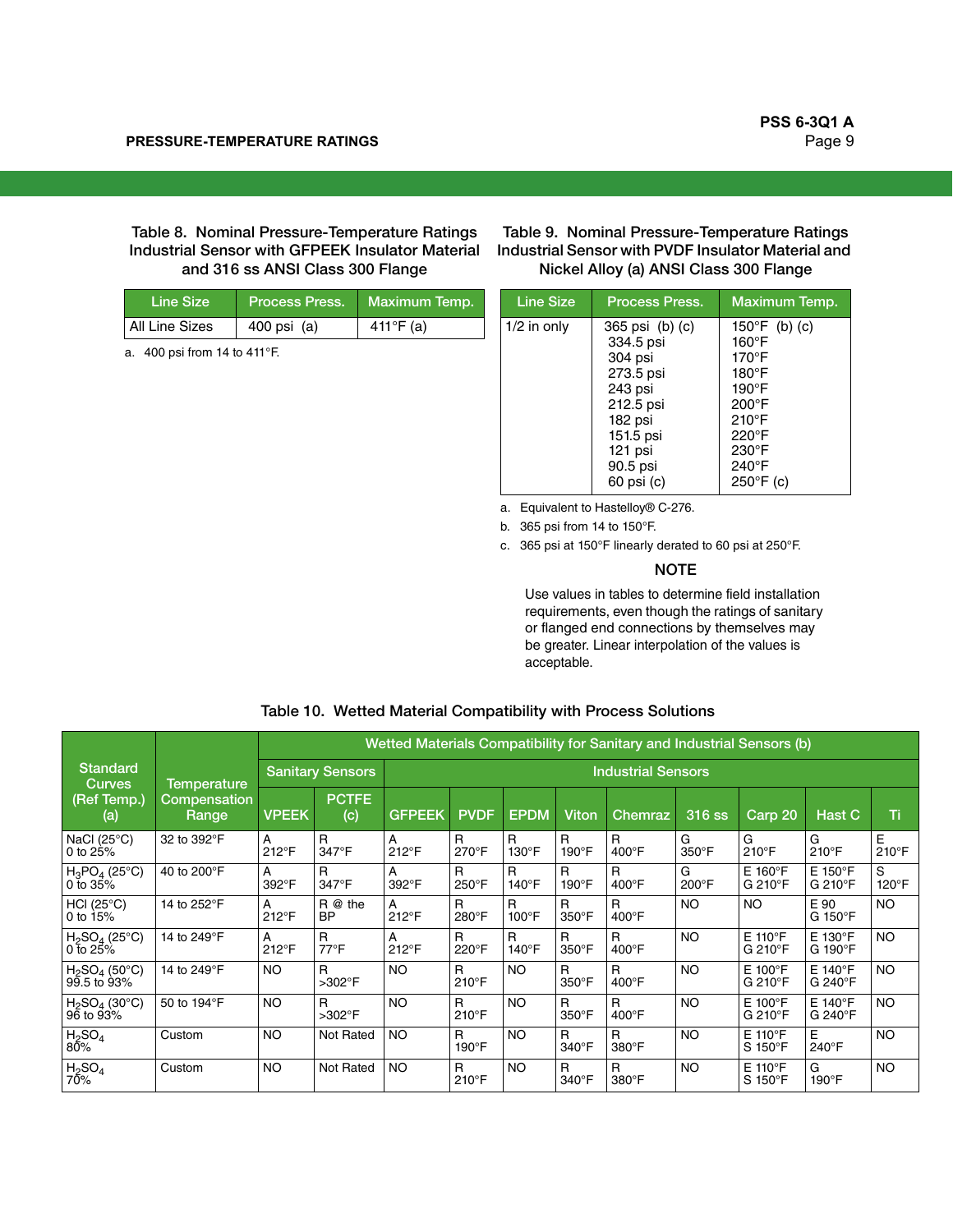## PRESSURE-TEMPERATURE RATINGS

**Table 8. Nominal Pressure-Temperature Ratings Industrial Sensor with GFPEEK Insulator Material and 316 ss ANSI Class 300 Flange**

| Line Size | Process Press. | Maximum Temp. |
|---|---|---|
| All Line Sizes | 400 psi (a) | 411°F (a) |

a. 400 psi from 14 to 411°F.

**Table 9. Nominal Pressure-Temperature Ratings Industrial Sensor with PVDF Insulator Material and Nickel Alloy (a) ANSI Class 300 Flange**

| Line Size | Process Press. | Maximum Temp. |
|---|---|---|
| 1/2 in only | 365 psi (b) (c)<br>334.5 psi<br>304 psi<br>273.5 psi<br>243 psi<br>212.5 psi<br>182 psi<br>151.5 psi<br>121 psi<br>90.5 psi<br>60 psi (c) | 150°F (b) (c)<br>160°F<br>170°F<br>180°F<br>190°F<br>200°F<br>210°F<br>220°F<br>230°F<br>240°F<br>250°F (c) |

a. Equivalent to Hastelloy® C-276.

b. 365 psi from 14 to 150°F.

c. 365 psi at 150°F linearly derated to 60 psi at 250°F.

### NOTE

Use values in tables to determine field installation requirements, even though the ratings of sanitary or flanged end connections by themselves may be greater. Linear interpolation of the values is acceptable.

**Table 10. Wetted Material Compatibility with Process Solutions**

| Standard Curves (Ref Temp.) (a) | Temperature Compensation Range | Wetted Materials Compatibility for Sanitary and Industrial Sensors (b) | | | | | | | | | | |
|---|---|---|---|---|---|---|---|---|---|---|---|---|
| | | Sanitary Sensors | | Industrial Sensors | | | | | | | | |
| | | VPEEK | PCTFE (c) | GFPEEK | PVDF | EPDM | Viton | Chemraz | 316 ss | Carp 20 | Hast C | Ti |
| NaCl (25°C) 0 to 25% | 32 to 392°F | A 212°F | R 347°F | A 212°F | R 270°F | R 130°F | R 190°F | R 400°F | G 350°F | G 210°F | G 210°F | E 210°F |
| $H_3PO_4$ (25°C) 0 to 35% | 40 to 200°F | A 392°F | R 347°F | A 392°F | R 250°F | R 140°F | R 190°F | R 400°F | G 200°F | E 160°F G 210°F | E 150°F G 210°F | S 120°F |
| HCl (25°C) 0 to 15% | 14 to 252°F | A 212°F | R @ the BP | A 212°F | R 280°F | R 100°F | R 350°F | R 400°F | NO | NO | E 90 G 150°F | NO |
| $H_2SO_4$ (25°C) 0 to 25% | 14 to 249°F | A 212°F | R 77°F | A 212°F | R 220°F | R 140°F | R 350°F | R 400°F | NO | E 110°F G 210°F | E 130°F G 190°F | NO |
| $H_2SO_4$ (50°C) 99.5 to 93% | 14 to 249°F | NO | R >302°F | NO | R 210°F | NO | R 350°F | R 400°F | NO | E 100°F G 210°F | E 140°F G 240°F | NO |
| $H_2SO_4$ (30°C) 96 to 93% | 50 to 194°F | NO | R >302°F | NO | R 210°F | NO | R 350°F | R 400°F | NO | E 100°F G 210°F | E 140°F G 240°F | NO |
| $H_2SO_4$ 80% | Custom | NO | Not Rated | NO | R 190°F | NO | R 340°F | R 380°F | NO | E 110°F S 150°F | E 240°F | NO |
| $H_2SO_4$ 70% | Custom | NO | Not Rated | NO | R 210°F | NO | R 340°F | R 380°F | NO | E 110°F S 150°F | G 190°F | NO |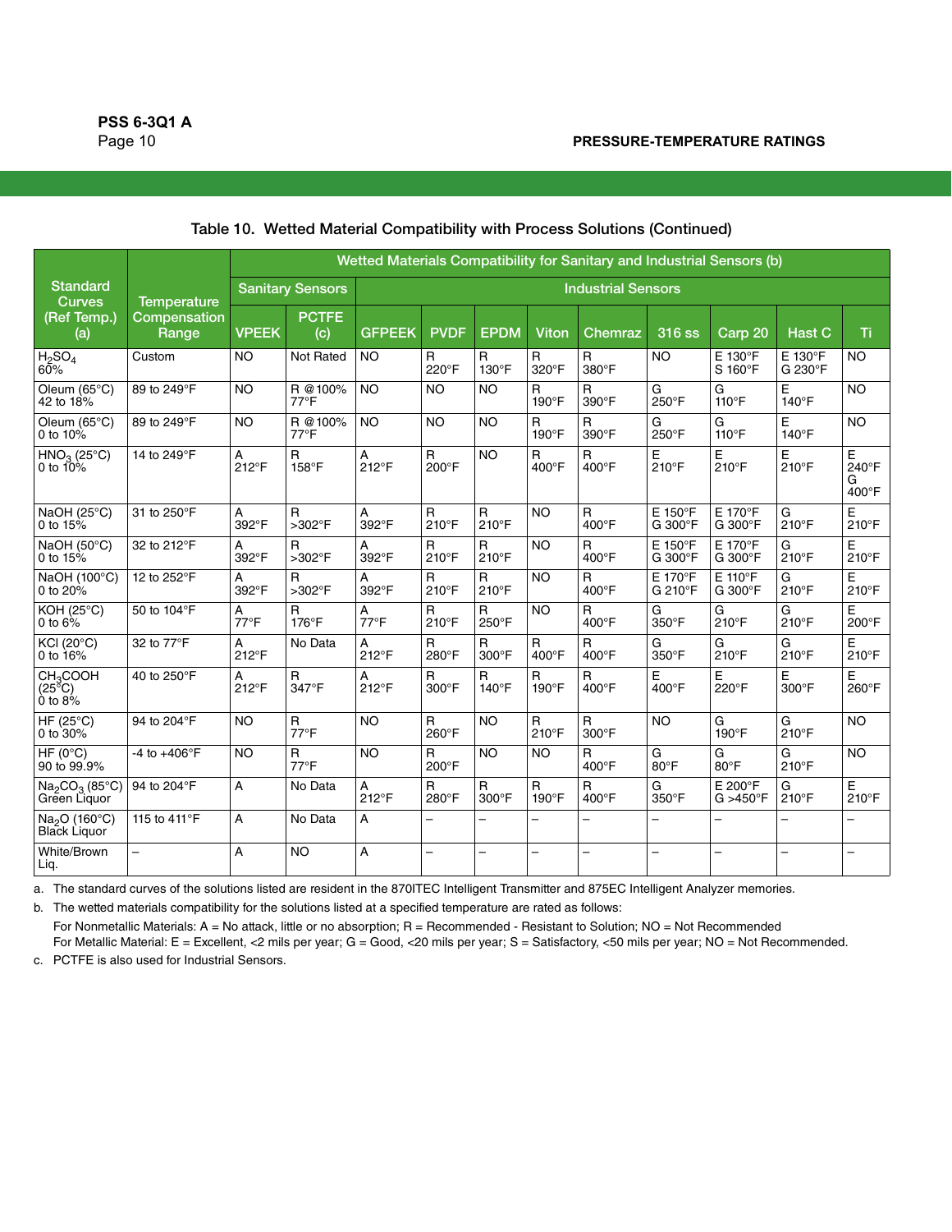Table 10. Wetted Material Compatibility with Process Solutions (Continued)

| Standard Curves (Ref Temp.) (a) | Temperature Compensation Range | Wetted Materials Compatibility for Sanitary and Industrial Sensors (b) | | | | | | | | | | |
|---|---|---|---|---|---|---|---|---|---|---|---|---|
| | | Sanitary Sensors | | Industrial Sensors | | | | | | | | |
| | | VPEEK | PCTFE (c) | GFPEEK | PVDF | EPDM | Viton | Chemraz | 316 ss | Carp 20 | Hast C | Ti |
| $H_2SO_4$ 60% | Custom | NO | Not Rated | NO | R 220°F | R 130°F | R 320°F | R 380°F | NO | E 130°F S 160°F | E 130°F G 230°F | NO |
| Oleum (65°C) 42 to 18% | 89 to 249°F | NO | R @100% 77°F | NO | NO | NO | R 190°F | R 390°F | G 250°F | G 110°F | E 140°F | NO |
| Oleum (65°C) 0 to 10% | 89 to 249°F | NO | R @100% 77°F | NO | NO | NO | R 190°F | R 390°F | G 250°F | G 110°F | E 140°F | NO |
| $HNO_3$ (25°C) 0 to 10% | 14 to 249°F | A 212°F | R 158°F | A 212°F | R 200°F | NO | R 400°F | R 400°F | E 210°F | E 210°F | E 210°F | E 240°F G 400°F |
| NaOH (25°C) 0 to 15% | 31 to 250°F | A 392°F | R >302°F | A 392°F | R 210°F | R 210°F | NO | R 400°F | E 150°F G 300°F | E 170°F G 300°F | G 210°F | E 210°F |
| NaOH (50°C) 0 to 15% | 32 to 212°F | A 392°F | R >302°F | A 392°F | R 210°F | R 210°F | NO | R 400°F | E 150°F G 300°F | E 170°F G 300°F | G 210°F | E 210°F |
| NaOH (100°C) 0 to 20% | 12 to 252°F | A 392°F | R >302°F | A 392°F | R 210°F | R 210°F | NO | R 400°F | E 170°F G 210°F | E 110°F G 300°F | G 210°F | E 210°F |
| KOH (25°C) 0 to 6% | 50 to 104°F | A 77°F | R 176°F | A 77°F | R 210°F | R 250°F | NO | R 400°F | G 350°F | G 210°F | G 210°F | E 200°F |
| KCl (20°C) 0 to 16% | 32 to 77°F | A 212°F | No Data | A 212°F | R 280°F | R 300°F | R 400°F | R 400°F | G 350°F | G 210°F | G 210°F | E 210°F |
| $CH_3COOH$ (25°C) 0 to 8% | 40 to 250°F | A 212°F | R 347°F | A 212°F | R 300°F | R 140°F | R 190°F | R 400°F | E 400°F | E 220°F | E 300°F | E 260°F |
| HF (25°C) 0 to 30% | 94 to 204°F | NO | R 77°F | NO | R 260°F | NO | R 210°F | R 300°F | NO | G 190°F | G 210°F | NO |
| HF (0°C) 90 to 99.9% | -4 to +406°F | NO | R 77°F | NO | R 200°F | NO | NO | R 400°F | G 80°F | G 80°F | G 210°F | NO |
| $Na_2CO_3$ (85°C) Green Liquor | 94 to 204°F | A | No Data | A 212°F | R 280°F | R 300°F | R 190°F | R 400°F | G 350°F | E 200°F G >450°F | G 210°F | E 210°F |
| $Na_2O$ (160°C) Black Liquor | 115 to 411°F | A | No Data | A | – | – | – | – | – | – | – | – |
| White/Brown Liq. | – | A | NO | A | – | – | – | – | – | – | – | – |

a. The standard curves of the solutions listed are resident in the 870ITEC Intelligent Transmitter and 875EC Intelligent Analyzer memories.

b. The wetted materials compatibility for the solutions listed at a specified temperature are rated as follows:
For Nonmetallic Materials: A = No attack, little or no absorption; R = Recommended - Resistant to Solution; NO = Not Recommended
For Metallic Material: E = Excellent, <2 mils per year; G = Good, <20 mils per year; S = Satisfactory, <50 mils per year; NO = Not Recommended.

c. PCTFE is also used for Industrial Sensors.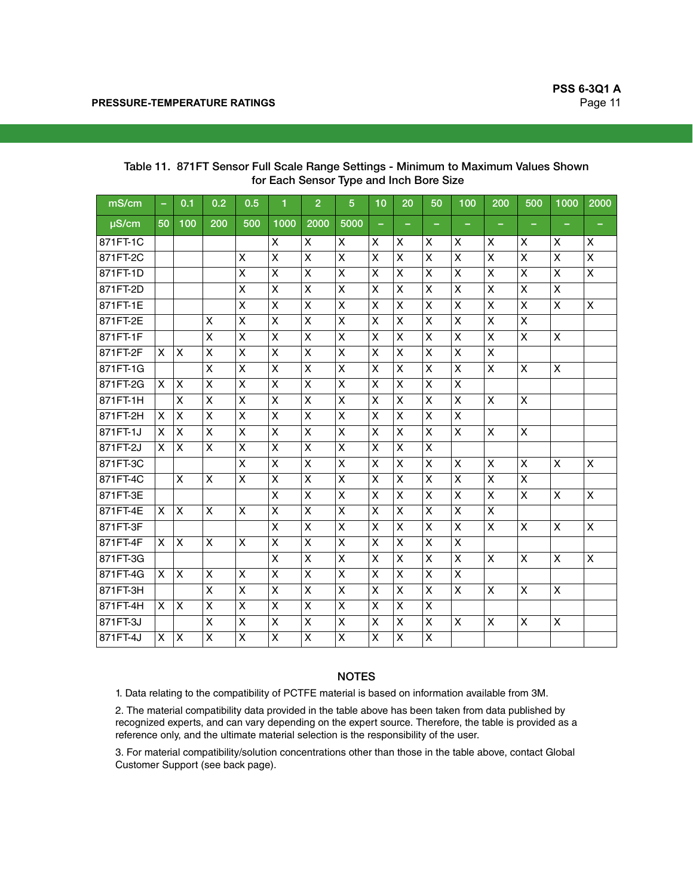Table 11. 871FT Sensor Full Scale Range Settings - Minimum to Maximum Values Shown for Each Sensor Type and Inch Bore Size

| mS/cm | – | 0.1 | 0.2 | 0.5 | 1 | 2 | 5 | 10 | 20 | 50 | 100 | 200 | 500 | 1000 | 2000 |
|---|---|---|---|---|---|---|---|---|---|---|---|---|---|---|---|
| µS/cm | 50 | 100 | 200 | 500 | 1000 | 2000 | 5000 | – | – | – | – | – | – | – | – |
| 871FT-1C | | | | | X | X | X | X | X | X | X | X | X | X | X |
| 871FT-2C | | | | X | X | X | X | X | X | X | X | X | X | X | X |
| 871FT-1D | | | | X | X | X | X | X | X | X | X | X | X | X | X |
| 871FT-2D | | | | X | X | X | X | X | X | X | X | X | X | X | |
| 871FT-1E | | | | X | X | X | X | X | X | X | X | X | X | X | X |
| 871FT-2E | | | X | X | X | X | X | X | X | X | X | X | X | | |
| 871FT-1F | | | X | X | X | X | X | X | X | X | X | X | X | X | |
| 871FT-2F | X | X | X | X | X | X | X | X | X | X | X | X | | | |
| 871FT-1G | | | X | X | X | X | X | X | X | X | X | X | X | X | |
| 871FT-2G | X | X | X | X | X | X | X | X | X | X | X | | | | |
| 871FT-1H | | X | X | X | X | X | X | X | X | X | X | X | X | | |
| 871FT-2H | X | X | X | X | X | X | X | X | X | X | X | | | | |
| 871FT-1J | X | X | X | X | X | X | X | X | X | X | X | X | X | | |
| 871FT-2J | X | X | X | X | X | X | X | X | X | X | | | | | |
| 871FT-3C | | | | X | X | X | X | X | X | X | X | X | X | X | X |
| 871FT-4C | | X | X | X | X | X | X | X | X | X | X | X | X | | |
| 871FT-3E | | | | | X | X | X | X | X | X | X | X | X | X | X |
| 871FT-4E | X | X | X | X | X | X | X | X | X | X | X | X | | | |
| 871FT-3F | | | | | X | X | X | X | X | X | X | X | X | X | X |
| 871FT-4F | X | X | X | X | X | X | X | X | X | X | X | | | | |
| 871FT-3G | | | | | X | X | X | X | X | X | X | X | X | X | X |
| 871FT-4G | X | X | X | X | X | X | X | X | X | X | X | | | | |
| 871FT-3H | | | X | X | X | X | X | X | X | X | X | X | X | X | |
| 871FT-4H | X | X | X | X | X | X | X | X | X | X | | | | | |
| 871FT-3J | | | X | X | X | X | X | X | X | X | X | X | X | X | |
| 871FT-4J | X | X | X | X | X | X | X | X | X | X | | | | | |

## NOTES

1. Data relating to the compatibility of PCTFE material is based on information available from 3M.

2. The material compatibility data provided in the table above has been taken from data published by recognized experts, and can vary depending on the expert source. Therefore, the table is provided as a reference only, and the ultimate material selection is the responsibility of the user.

3. For material compatibility/solution concentrations other than those in the table above, contact Global Customer Support (see back page).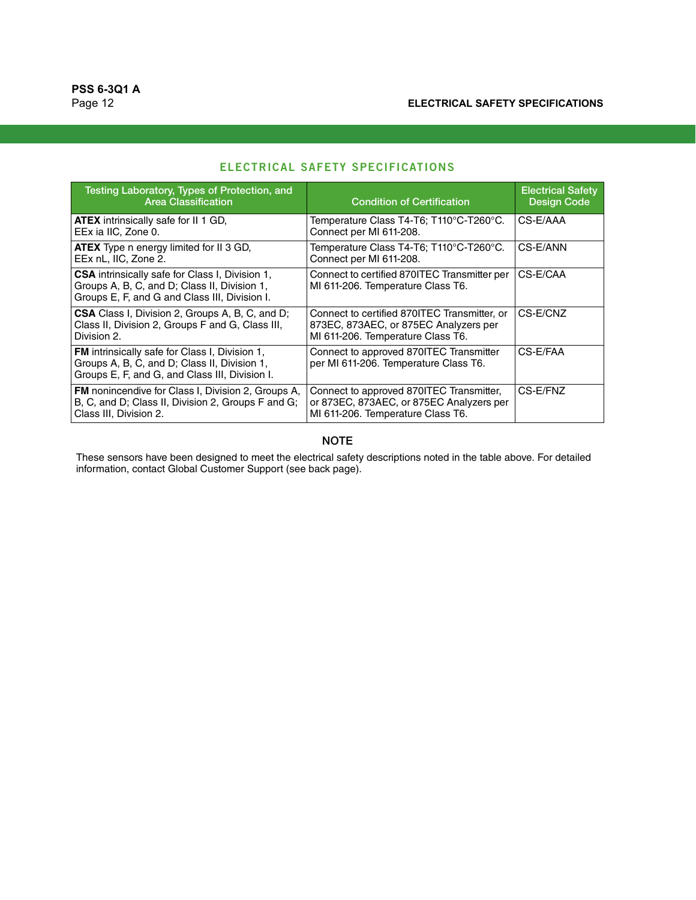## ELECTRICAL SAFETY SPECIFICATIONS

| Testing Laboratory, Types of Protection, and Area Classification | Condition of Certification | Electrical Safety Design Code |
|---|---|---|
| **ATEX** intrinsically safe for II 1 GD, EEx ia IIC, Zone 0. | Temperature Class T4-T6; T110°C-T260°C. Connect per MI 611-208. | CS-E/AAA |
| **ATEX** Type n energy limited for II 3 GD, EEx nL, IIC, Zone 2. | Temperature Class T4-T6; T110°C-T260°C. Connect per MI 611-208. | CS-E/ANN |
| **CSA** intrinsically safe for Class I, Division 1, Groups A, B, C, and D; Class II, Division 1, Groups E, F, and G and Class III, Division I. | Connect to certified 870ITEC Transmitter per MI 611-206. Temperature Class T6. | CS-E/CAA |
| **CSA** Class I, Division 2, Groups A, B, C, and D; Class II, Division 2, Groups F and G, Class III, Division 2. | Connect to certified 870ITEC Transmitter, or 873EC, 873AEC, or 875EC Analyzers per MI 611-206. Temperature Class T6. | CS-E/CNZ |
| **FM** intrinsically safe for Class I, Division 1, Groups A, B, C, and D; Class II, Division 1, Groups E, F, and G, and Class III, Division I. | Connect to approved 870ITEC Transmitter per MI 611-206. Temperature Class T6. | CS-E/FAA |
| **FM** nonincendive for Class I, Division 2, Groups A, B, C, and D; Class II, Division 2, Groups F and G; Class III, Division 2. | Connect to approved 870ITEC Transmitter, or 873EC, 873AEC, or 875EC Analyzers per MI 611-206. Temperature Class T6. | CS-E/FNZ |

**NOTE**

These sensors have been designed to meet the electrical safety descriptions noted in the table above. For detailed information, contact Global Customer Support (see back page).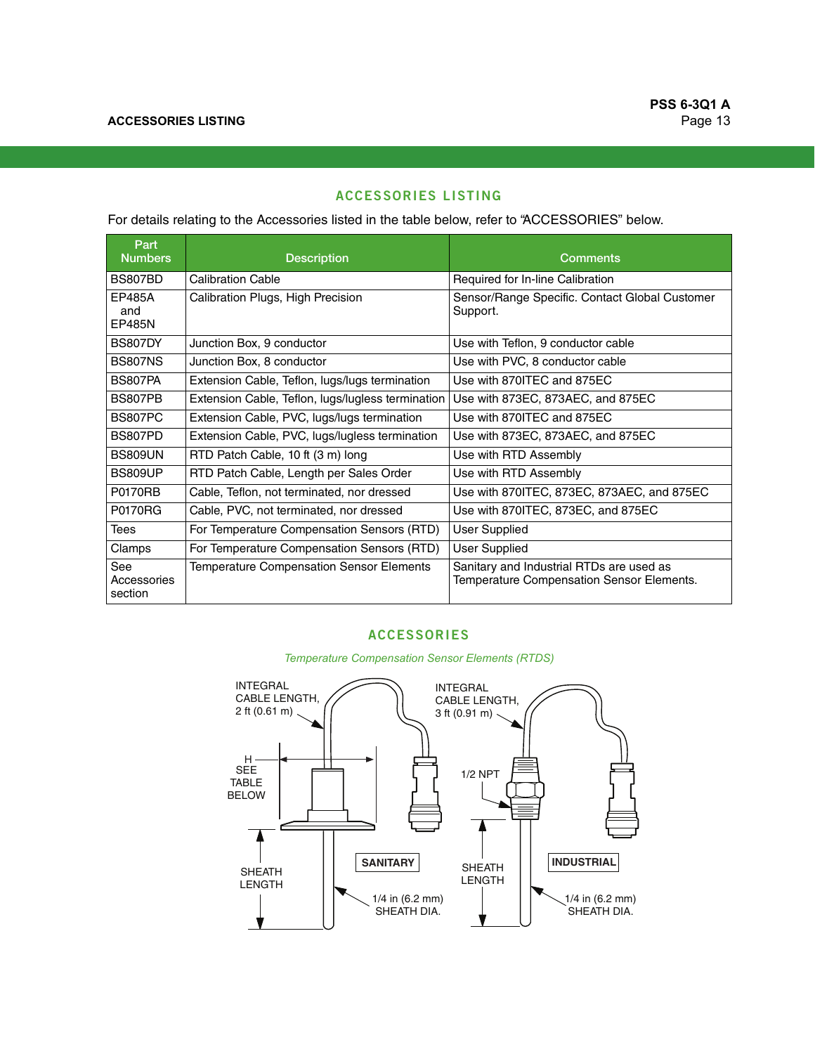## ACCESSORIES LISTING

For details relating to the Accessories listed in the table below, refer to "ACCESSORIES" below.

| Part Numbers | Description | Comments |
|---|---|---|
| BS807BD | Calibration Cable | Required for In-line Calibration |
| EP485A and EP485N | Calibration Plugs, High Precision | Sensor/Range Specific. Contact Global Customer Support. |
| BS807DY | Junction Box, 9 conductor | Use with Teflon, 9 conductor cable |
| BS807NS | Junction Box, 8 conductor | Use with PVC, 8 conductor cable |
| BS807PA | Extension Cable, Teflon, lugs/lugs termination | Use with 870ITEC and 875EC |
| BS807PB | Extension Cable, Teflon, lugs/lugless termination | Use with 873EC, 873AEC, and 875EC |
| BS807PC | Extension Cable, PVC, lugs/lugs termination | Use with 870ITEC and 875EC |
| BS807PD | Extension Cable, PVC, lugs/lugless termination | Use with 873EC, 873AEC, and 875EC |
| BS809UN | RTD Patch Cable, 10 ft (3 m) long | Use with RTD Assembly |
| BS809UP | RTD Patch Cable, Length per Sales Order | Use with RTD Assembly |
| P0170RB | Cable, Teflon, not terminated, nor dressed | Use with 870ITEC, 873EC, 873AEC, and 875EC |
| P0170RG | Cable, PVC, not terminated, nor dressed | Use with 870ITEC, 873EC, and 875EC |
| Tees | For Temperature Compensation Sensors (RTD) | User Supplied |
| Clamps | For Temperature Compensation Sensors (RTD) | User Supplied |
| See Accessories section | Temperature Compensation Sensor Elements | Sanitary and Industrial RTDs are used as Temperature Compensation Sensor Elements. |

## ACCESSORIES

*Temperature Compensation Sensor Elements (RTDS)*

INTEGRAL CABLE LENGTH, 2 ft (0.61 m)

H SEE TABLE BELOW

SHEATH LENGTH

SANITARY

1/4 in (6.2 mm) SHEATH DIA.

INTEGRAL CABLE LENGTH, 3 ft (0.91 m)

1/2 NPT

SHEATH LENGTH

INDUSTRIAL

1/4 in (6.2 mm) SHEATH DIA.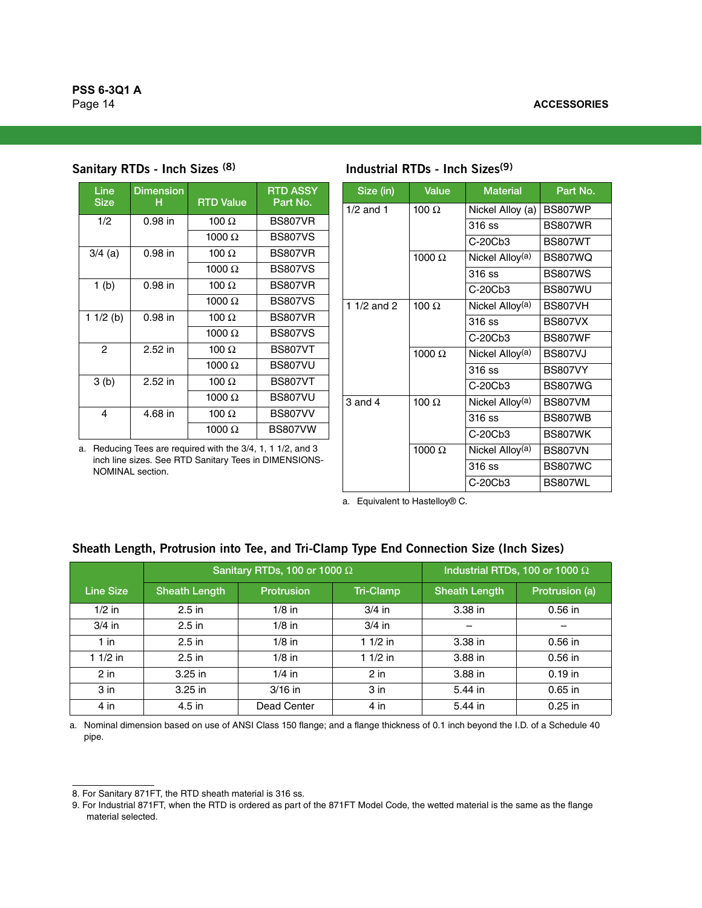## Sanitary RTDs - Inch Sizes [8]

| Line Size | Dimension H | RTD Value | RTD ASSY Part No. |
|---|---|---|---|
| 1/2 | 0.98 in | 100 Ω | BS807VR |
| | | 1000 Ω | BS807VS |
| 3/4 (a) | 0.98 in | 100 Ω | BS807VR |
| | | 1000 Ω | BS807VS |
| 1 (b) | 0.98 in | 100 Ω | BS807VR |
| | | 1000 Ω | BS807VS |
| 1 1/2 (b) | 0.98 in | 100 Ω | BS807VR |
| | | 1000 Ω | BS807VS |
| 2 | 2.52 in | 100 Ω | BS807VT |
| | | 1000 Ω | BS807VU |
| 3 (b) | 2.52 in | 100 Ω | BS807VT |
| | | 1000 Ω | BS807VU |
| 4 | 4.68 in | 100 Ω | BS807VV |
| | | 1000 Ω | BS807VW |

a. Reducing Tees are required with the 3/4, 1, 1 1/2, and 3 inch line sizes. See RTD Sanitary Tees in DIMENSIONS-NOMINAL section.

## Industrial RTDs - Inch Sizes [9]

| Size (in) | Value | Material | Part No. |
|---|---|---|---|
| 1/2 and 1 | 100 Ω | Nickel Alloy (a) | BS807WP |
| | | 316 ss | BS807WR |
| | | C-20Cb3 | BS807WT |
| | 1000 Ω | Nickel Alloy[a] | BS807WQ |
| | | 316 ss | BS807WS |
| | | C-20Cb3 | BS807WU |
| 1 1/2 and 2 | 100 Ω | Nickel Alloy[a] | BS807VH |
| | | 316 ss | BS807VX |
| | | C-20Cb3 | BS807WF |
| | 1000 Ω | Nickel Alloy[a] | BS807VJ |
| | | 316 ss | BS807VY |
| | | C-20Cb3 | BS807WG |
| 3 and 4 | 100 Ω | Nickel Alloy[a] | BS807VM |
| | | 316 ss | BS807WB |
| | | C-20Cb3 | BS807WK |
| | 1000 Ω | Nickel Alloy[a] | BS807VN |
| | | 316 ss | BS807WC |
| | | C-20Cb3 | BS807WL |

a. Equivalent to Hastelloy® C.

## Sheath Length, Protrusion into Tee, and Tri-Clamp Type End Connection Size (Inch Sizes)

| Line Size | Sanitary RTDs, 100 or 1000 Ω | | | Industrial RTDs, 100 or 1000 Ω | |
|---|---|---|---|---|---|
| | Sheath Length | Protrusion | Tri-Clamp | Sheath Length | Protrusion (a) |
| 1/2 in | 2.5 in | 1/8 in | 3/4 in | 3.38 in | 0.56 in |
| 3/4 in | 2.5 in | 1/8 in | 3/4 in | – | – |
| 1 in | 2.5 in | 1/8 in | 1 1/2 in | 3.38 in | 0.56 in |
| 1 1/2 in | 2.5 in | 1/8 in | 1 1/2 in | 3.88 in | 0.56 in |
| 2 in | 3.25 in | 1/4 in | 2 in | 3.88 in | 0.19 in |
| 3 in | 3.25 in | 3/16 in | 3 in | 5.44 in | 0.65 in |
| 4 in | 4.5 in | Dead Center | 4 in | 5.44 in | 0.25 in |

a. Nominal dimension based on use of ANSI Class 150 flange; and a flange thickness of 0.1 inch beyond the I.D. of a Schedule 40 pipe.

8. For Sanitary 871FT, the RTD sheath material is 316 ss.
9. For Industrial 871FT, when the RTD is ordered as part of the 871FT Model Code, the wetted material is the same as the flange material selected.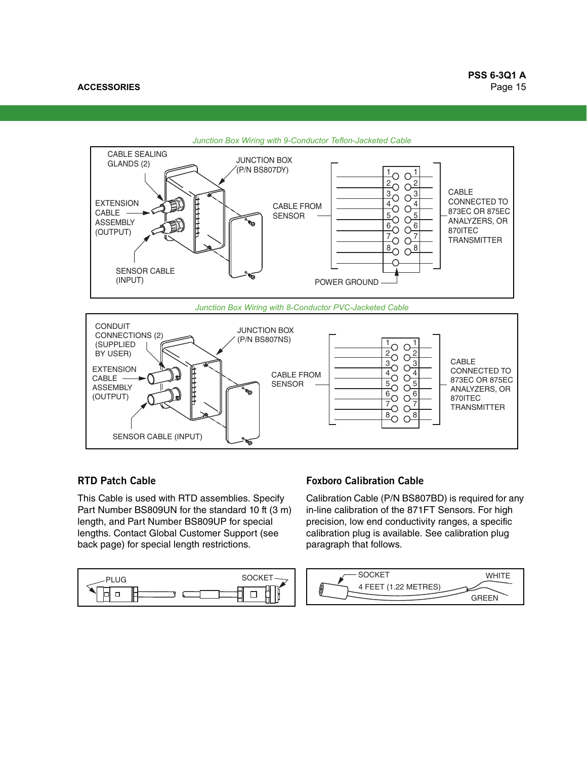*Junction Box Wiring with 9-Conductor Teflon-Jacketed Cable*

CABLE SEALING GLANDS (2)

JUNCTION BOX (P/N BS807DY)

EXTENSION CABLE ASSEMBLY (OUTPUT)

SENSOR CABLE (INPUT)

CABLE FROM SENSOR

CABLE CONNECTED TO 873EC OR 875EC ANALYZERS, OR 870ITEC TRANSMITTER

POWER GROUND

*Junction Box Wiring with 8-Conductor PVC-Jacketed Cable*

CONDUIT CONNECTIONS (2) (SUPPLIED BY USER)

JUNCTION BOX (P/N BS807NS)

EXTENSION CABLE ASSEMBLY (OUTPUT)

SENSOR CABLE (INPUT)

CABLE FROM SENSOR

CABLE CONNECTED TO 873EC OR 875EC ANALYZERS, OR 870ITEC TRANSMITTER

## RTD Patch Cable

This Cable is used with RTD assemblies. Specify Part Number BS809UN for the standard 10 ft (3 m) length, and Part Number BS809UP for special lengths. Contact Global Customer Support (see back page) for special length restrictions.

PLUG

SOCKET

## Foxboro Calibration Cable

Calibration Cable (P/N BS807BD) is required for any in-line calibration of the 871FT Sensors. For high precision, low end conductivity ranges, a specific calibration plug is available. See calibration plug paragraph that follows.

SOCKET

4 FEET (1.22 METRES)

WHITE

GREEN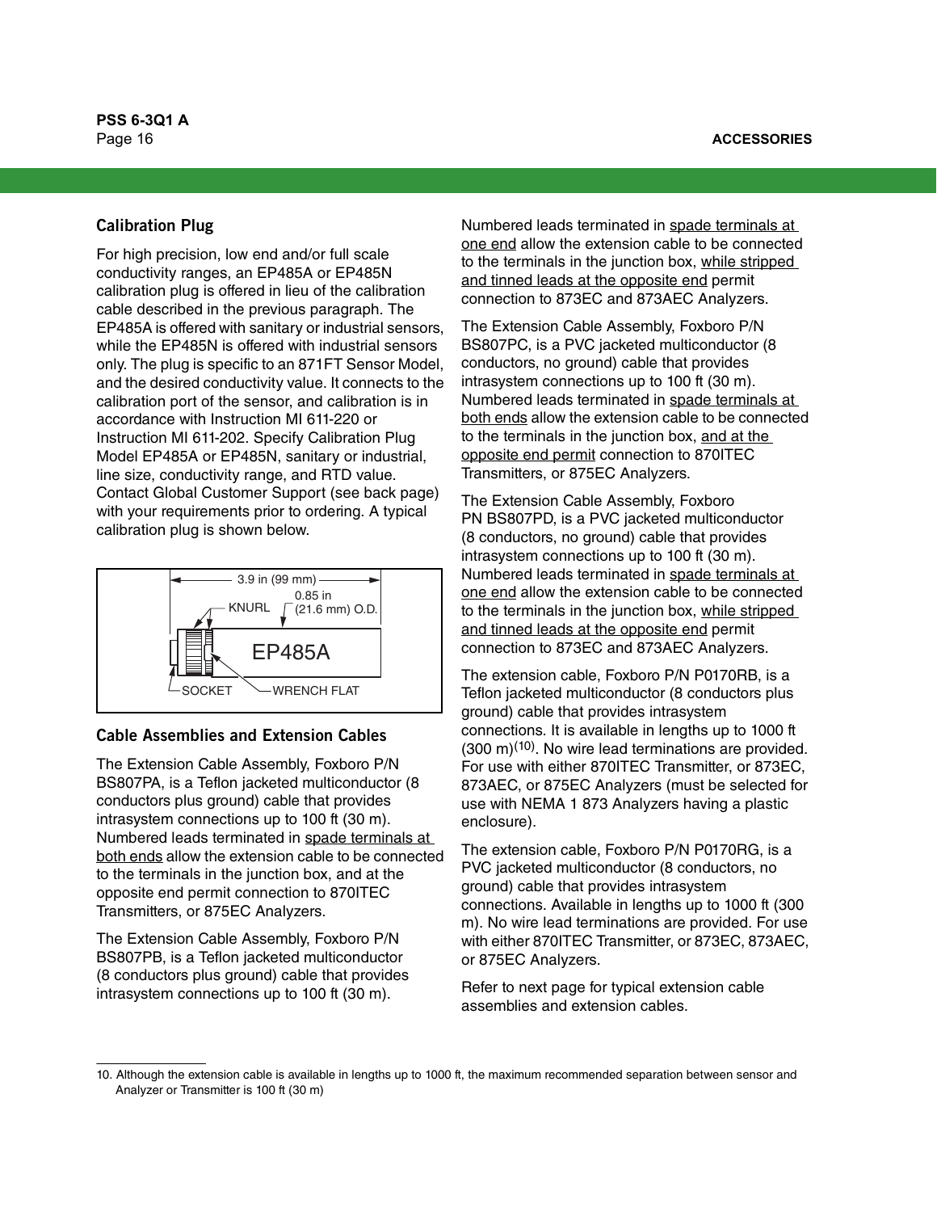## Calibration Plug

For high precision, low end and/or full scale conductivity ranges, an EP485A or EP485N calibration plug is offered in lieu of the calibration cable described in the previous paragraph. The EP485A is offered with sanitary or industrial sensors, while the EP485N is offered with industrial sensors only. The plug is specific to an 871FT Sensor Model, and the desired conductivity value. It connects to the calibration port of the sensor, and calibration is in accordance with Instruction MI 611-220 or Instruction MI 611-202. Specify Calibration Plug Model EP485A or EP485N, sanitary or industrial, line size, conductivity range, and RTD value. Contact Global Customer Support (see back page) with your requirements prior to ordering. A typical calibration plug is shown below.

3.9 in (99 mm)
KNURL
0.85 in (21.6 mm) O.D.
EP485A
SOCKET
WRENCH FLAT

## Cable Assemblies and Extension Cables

The Extension Cable Assembly, Foxboro P/N BS807PA, is a Teflon jacketed multiconductor (8 conductors plus ground) cable that provides intrasystem connections up to 100 ft (30 m). Numbered leads terminated in spade terminals at both ends allow the extension cable to be connected to the terminals in the junction box, and at the opposite end permit connection to 870ITEC Transmitters, or 875EC Analyzers.

The Extension Cable Assembly, Foxboro P/N BS807PB, is a Teflon jacketed multiconductor (8 conductors plus ground) cable that provides intrasystem connections up to 100 ft (30 m). Numbered leads terminated in spade terminals at one end allow the extension cable to be connected to the terminals in the junction box, while stripped and tinned leads at the opposite end permit connection to 873EC and 873AEC Analyzers.

The Extension Cable Assembly, Foxboro P/N BS807PC, is a PVC jacketed multiconductor (8 conductors, no ground) cable that provides intrasystem connections up to 100 ft (30 m). Numbered leads terminated in spade terminals at both ends allow the extension cable to be connected to the terminals in the junction box, and at the opposite end permit connection to 870ITEC Transmitters, or 875EC Analyzers.

The Extension Cable Assembly, Foxboro PN BS807PD, is a PVC jacketed multiconductor (8 conductors, no ground) cable that provides intrasystem connections up to 100 ft (30 m). Numbered leads terminated in spade terminals at one end allow the extension cable to be connected to the terminals in the junction box, while stripped and tinned leads at the opposite end permit connection to 873EC and 873AEC Analyzers.

The extension cable, Foxboro P/N P0170RB, is a Teflon jacketed multiconductor (8 conductors plus ground) cable that provides intrasystem connections. It is available in lengths up to 1000 ft (300 m)[10]. No wire lead terminations are provided. For use with either 870ITEC Transmitter, or 873EC, 873AEC, or 875EC Analyzers (must be selected for use with NEMA 1 873 Analyzers having a plastic enclosure).

The extension cable, Foxboro P/N P0170RG, is a PVC jacketed multiconductor (8 conductors, no ground) cable that provides intrasystem connections. Available in lengths up to 1000 ft (300 m). No wire lead terminations are provided. For use with either 870ITEC Transmitter, or 873EC, 873AEC, or 875EC Analyzers.

Refer to next page for typical extension cable assemblies and extension cables.

10. Although the extension cable is available in lengths up to 1000 ft, the maximum recommended separation between sensor and Analyzer or Transmitter is 100 ft (30 m)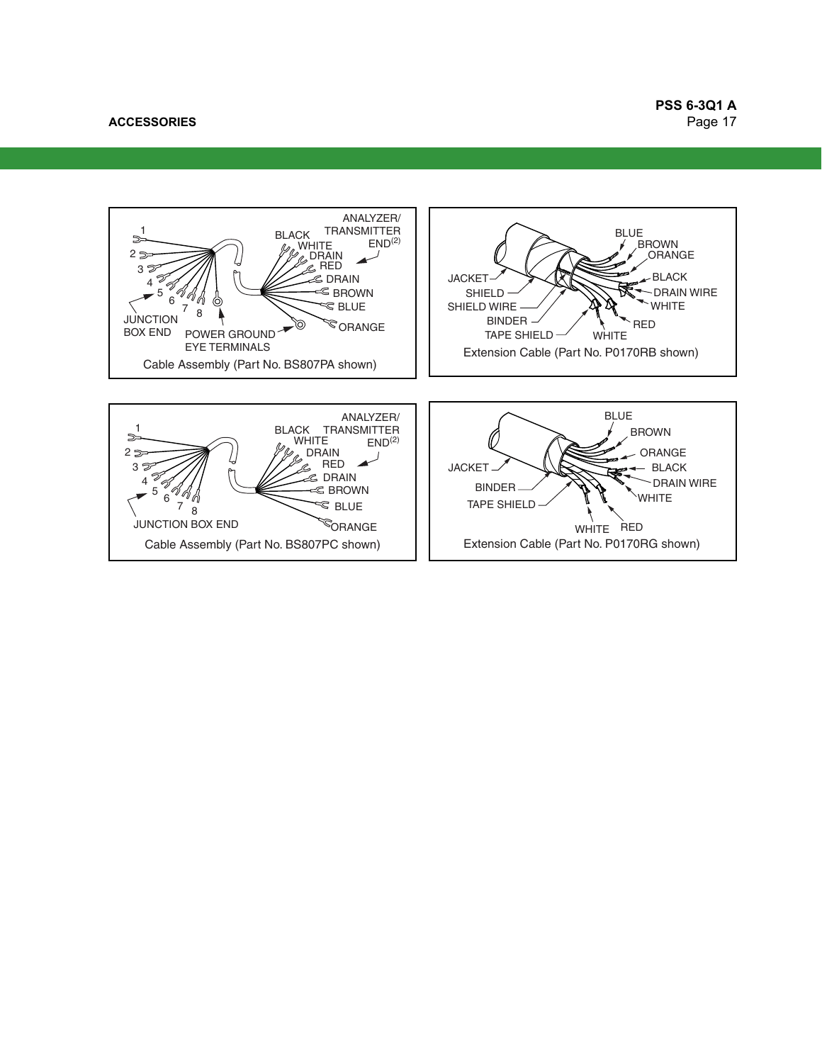Cable Assembly (Part No. BS807PA shown)

Extension Cable (Part No. P0170RB shown)

Cable Assembly (Part No. BS807PC shown)

Extension Cable (Part No. P0170RG shown)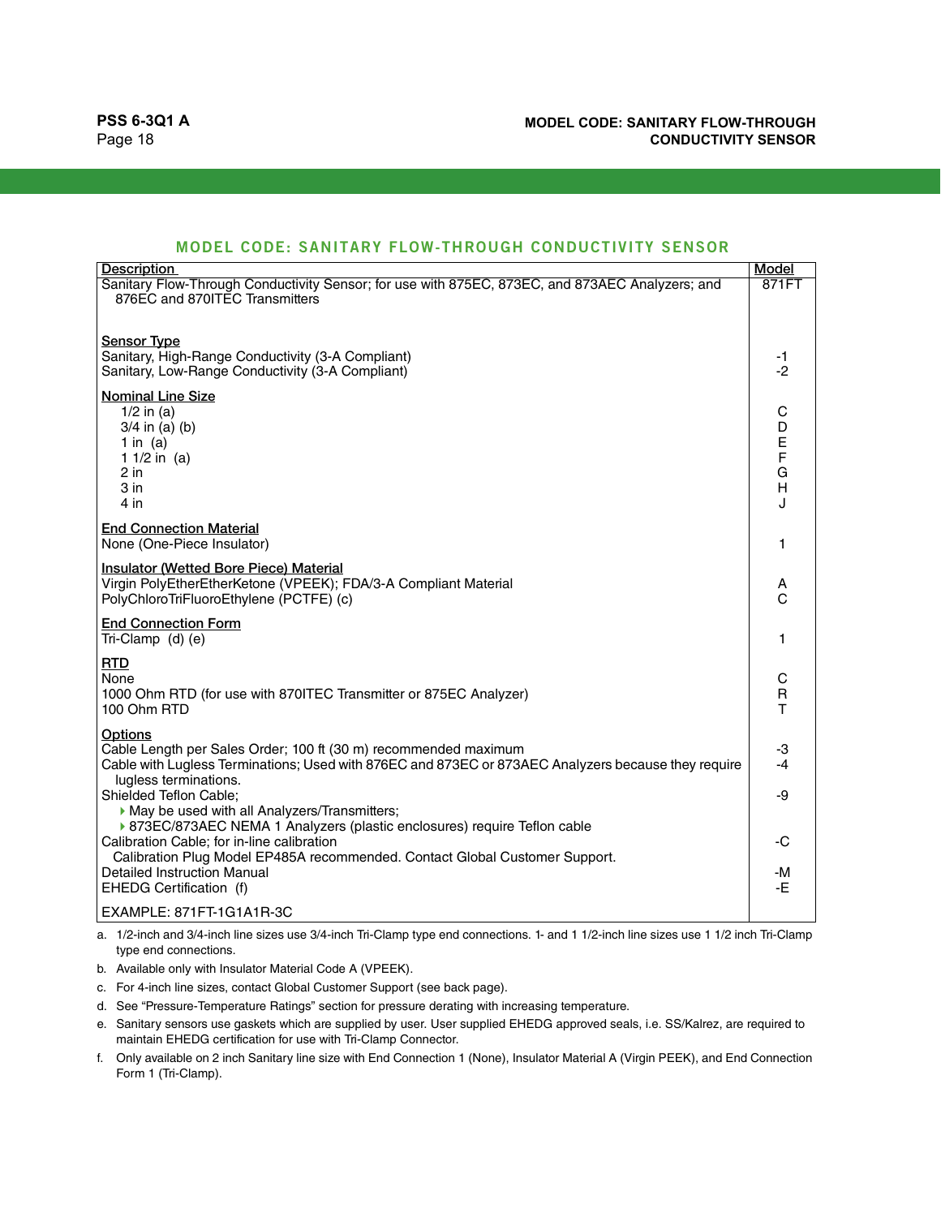## MODEL CODE: SANITARY FLOW-THROUGH CONDUCTIVITY SENSOR

| Description | Model |
|---|---|
| Sanitary Flow-Through Conductivity Sensor; for use with 875EC, 873EC, and 873AEC Analyzers; and 876EC and 870ITEC Transmitters | 871FT |
| **Sensor Type** | |
| Sanitary, High-Range Conductivity (3-A Compliant) | -1 |
| Sanitary, Low-Range Conductivity (3-A Compliant) | -2 |
| **Nominal Line Size** | |
| 1/2 in (a) | C |
| 3/4 in (a) (b) | D |
| 1 in (a) | E |
| 1 1/2 in (a) | F |
| 2 in | G |
| 3 in | H |
| 4 in | J |
| **End Connection Material** | |
| None (One-Piece Insulator) | 1 |
| **Insulator (Wetted Bore Piece) Material** | |
| Virgin PolyEtherEtherKetone (VPEEK); FDA/3-A Compliant Material | A |
| PolyChloroTriFluoroEthylene (PCTFE) (c) | C |
| **End Connection Form** | |
| Tri-Clamp (d) (e) | 1 |
| **RTD** | |
| None | C |
| 1000 Ohm RTD (for use with 870ITEC Transmitter or 875EC Analyzer) | R |
| 100 Ohm RTD | T |
| **Options** | |
| Cable Length per Sales Order; 100 ft (30 m) recommended maximum | -3 |
| Cable with Lugless Terminations; Used with 876EC and 873EC or 873AEC Analyzers because they require lugless terminations. | -4 |
| Shielded Teflon Cable; ▸ May be used with all Analyzers/Transmitters; ▸ 873EC/873AEC NEMA 1 Analyzers (plastic enclosures) require Teflon cable | -9 |
| Calibration Cable; for in-line calibration. Calibration Plug Model EP485A recommended. Contact Global Customer Support. | -C |
| Detailed Instruction Manual | -M |
| EHEDG Certification (f) | -E |
| EXAMPLE: 871FT-1G1A1R-3C | |

a. 1/2-inch and 3/4-inch line sizes use 3/4-inch Tri-Clamp type end connections. 1- and 1 1/2-inch line sizes use 1 1/2 inch Tri-Clamp type end connections.

b. Available only with Insulator Material Code A (VPEEK).

c. For 4-inch line sizes, contact Global Customer Support (see back page).

d. See "Pressure-Temperature Ratings" section for pressure derating with increasing temperature.

e. Sanitary sensors use gaskets which are supplied by user. User supplied EHEDG approved seals, i.e. SS/Kalrez, are required to maintain EHEDG certification for use with Tri-Clamp Connector.

f. Only available on 2 inch Sanitary line size with End Connection 1 (None), Insulator Material A (Virgin PEEK), and End Connection Form 1 (Tri-Clamp).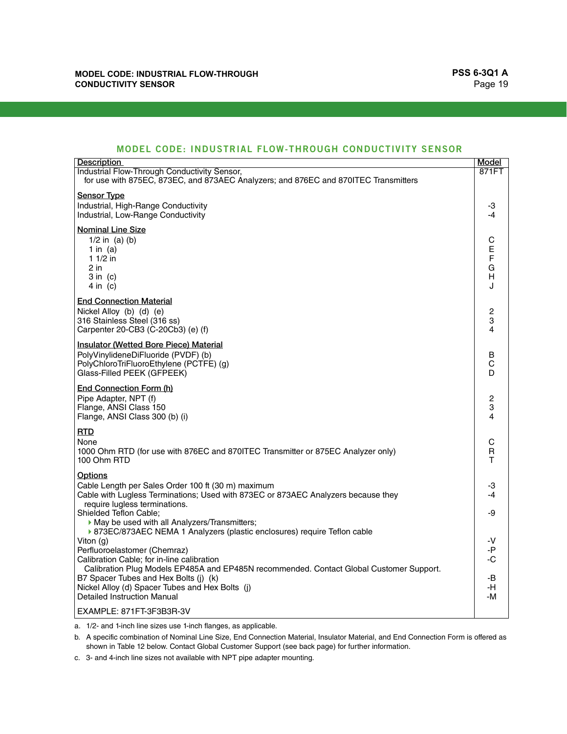## MODEL CODE: INDUSTRIAL FLOW-THROUGH CONDUCTIVITY SENSOR

| Description | Model |
|---|---|
| Industrial Flow-Through Conductivity Sensor, for use with 875EC, 873EC, and 873AEC Analyzers; and 876EC and 870ITEC Transmitters | 871FT |
| **Sensor Type** | |
| Industrial, High-Range Conductivity | -3 |
| Industrial, Low-Range Conductivity | -4 |
| **Nominal Line Size** | |
| 1/2 in (a) (b) | C |
| 1 in (a) | E |
| 1 1/2 in | F |
| 2 in | G |
| 3 in (c) | H |
| 4 in (c) | J |
| **End Connection Material** | |
| Nickel Alloy (b) (d) (e) | 2 |
| 316 Stainless Steel (316 ss) | 3 |
| Carpenter 20-CB3 (C-20Cb3) (e) (f) | 4 |
| **Insulator (Wetted Bore Piece) Material** | |
| PolyVinylideneDiFluoride (PVDF) (b) | B |
| PolyChloroTriFluoroEthylene (PCTFE) (g) | C |
| Glass-Filled PEEK (GFPEEK) | D |
| **End Connection Form (h)** | |
| Pipe Adapter, NPT (f) | 2 |
| Flange, ANSI Class 150 | 3 |
| Flange, ANSI Class 300 (b) (i) | 4 |
| **RTD** | |
| None | C |
| 1000 Ohm RTD (for use with 876EC and 870ITEC Transmitter or 875EC Analyzer only) | R |
| 100 Ohm RTD | T |
| **Options** | |
| Cable Length per Sales Order 100 ft (30 m) maximum | -3 |
| Cable with Lugless Terminations; Used with 873EC or 873AEC Analyzers because they require lugless terminations. | -4 |
| Shielded Teflon Cable; ▸ May be used with all Analyzers/Transmitters; ▸ 873EC/873AEC NEMA 1 Analyzers (plastic enclosures) require Teflon cable | -9 |
| Viton (g) | -V |
| Perfluoroelastomer (Chemraz) | -P |
| Calibration Cable; for in-line calibration. Calibration Plug Models EP485A and EP485N recommended. Contact Global Customer Support. | -C |
| B7 Spacer Tubes and Hex Bolts (j) (k) | -B |
| Nickel Alloy (d) Spacer Tubes and Hex Bolts (j) | -H |
| Detailed Instruction Manual | -M |
| EXAMPLE: 871FT-3F3B3R-3V | |

a. 1/2- and 1-inch line sizes use 1-inch flanges, as applicable.

b. A specific combination of Nominal Line Size, End Connection Material, Insulator Material, and End Connection Form is offered as shown in Table 12 below. Contact Global Customer Support (see back page) for further information.

c. 3- and 4-inch line sizes not available with NPT pipe adapter mounting.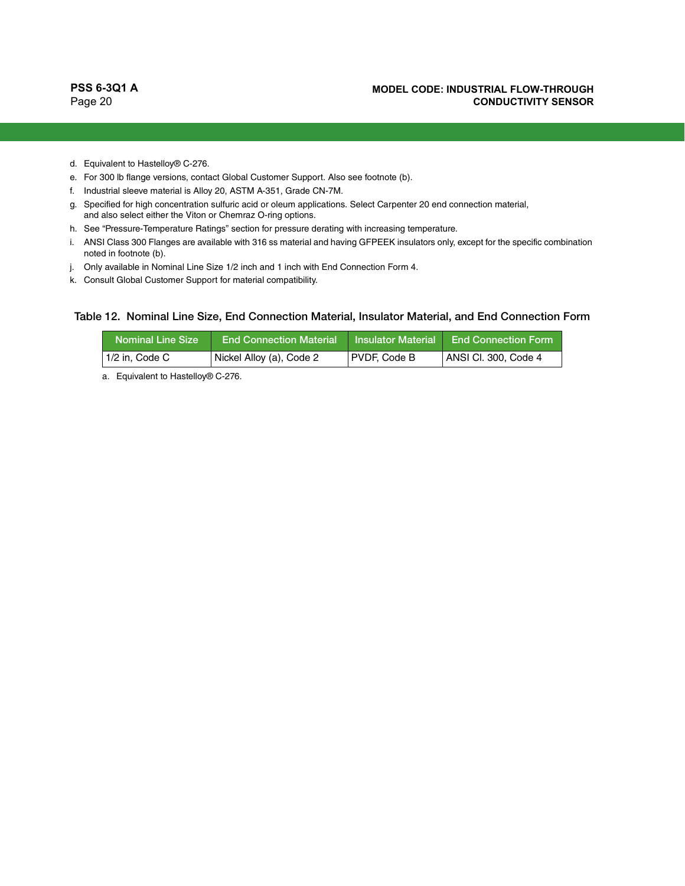d. Equivalent to Hastelloy® C-276.
e. For 300 lb flange versions, contact Global Customer Support. Also see footnote (b).
f. Industrial sleeve material is Alloy 20, ASTM A-351, Grade CN-7M.
g. Specified for high concentration sulfuric acid or oleum applications. Select Carpenter 20 end connection material, and also select either the Viton or Chemraz O-ring options.
h. See “Pressure-Temperature Ratings” section for pressure derating with increasing temperature.
i. ANSI Class 300 Flanges are available with 316 ss material and having GFPEEK insulators only, except for the specific combination noted in footnote (b).
j. Only available in Nominal Line Size 1/2 inch and 1 inch with End Connection Form 4.
k. Consult Global Customer Support for material compatibility.

### Table 12. Nominal Line Size, End Connection Material, Insulator Material, and End Connection Form

| Nominal Line Size | End Connection Material | Insulator Material | End Connection Form |
|---|---|---|---|
| 1/2 in, Code C | Nickel Alloy (a), Code 2 | PVDF, Code B | ANSI Cl. 300, Code 4 |

a. Equivalent to Hastelloy® C-276.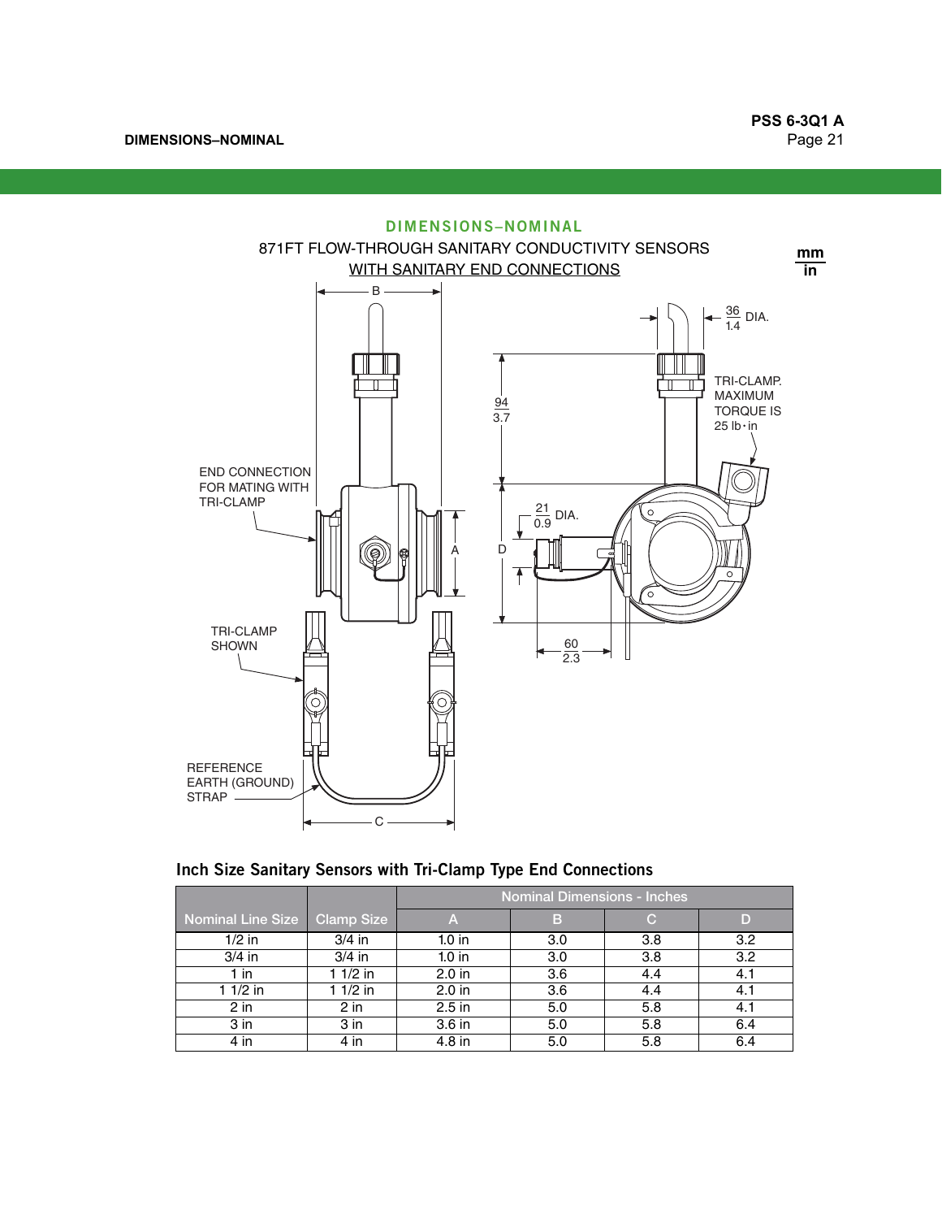## DIMENSIONS–NOMINAL

871FT FLOW-THROUGH SANITARY CONDUCTIVITY SENSORS
WITH SANITARY END CONNECTIONS

mm / in

B

END CONNECTION FOR MATING WITH TRI-CLAMP

A

TRI-CLAMP SHOWN

REFERENCE EARTH (GROUND) STRAP

C

36 / 1.4 DIA.

TRI-CLAMP. MAXIMUM TORQUE IS 25 lb•in

94 / 3.7

21 / 0.9 DIA.

D

60 / 2.3

### Inch Size Sanitary Sensors with Tri-Clamp Type End Connections

| Nominal Line Size | Clamp Size | Nominal Dimensions - Inches | | | |
|---|---|---|---|---|---|
| | | A | B | C | D |
| 1/2 in | 3/4 in | 1.0 in | 3.0 | 3.8 | 3.2 |
| 3/4 in | 3/4 in | 1.0 in | 3.0 | 3.8 | 3.2 |
| 1 in | 1 1/2 in | 2.0 in | 3.6 | 4.4 | 4.1 |
| 1 1/2 in | 1 1/2 in | 2.0 in | 3.6 | 4.4 | 4.1 |
| 2 in | 2 in | 2.5 in | 5.0 | 5.8 | 4.1 |
| 3 in | 3 in | 3.6 in | 5.0 | 5.8 | 6.4 |
| 4 in | 4 in | 4.8 in | 5.0 | 5.8 | 6.4 |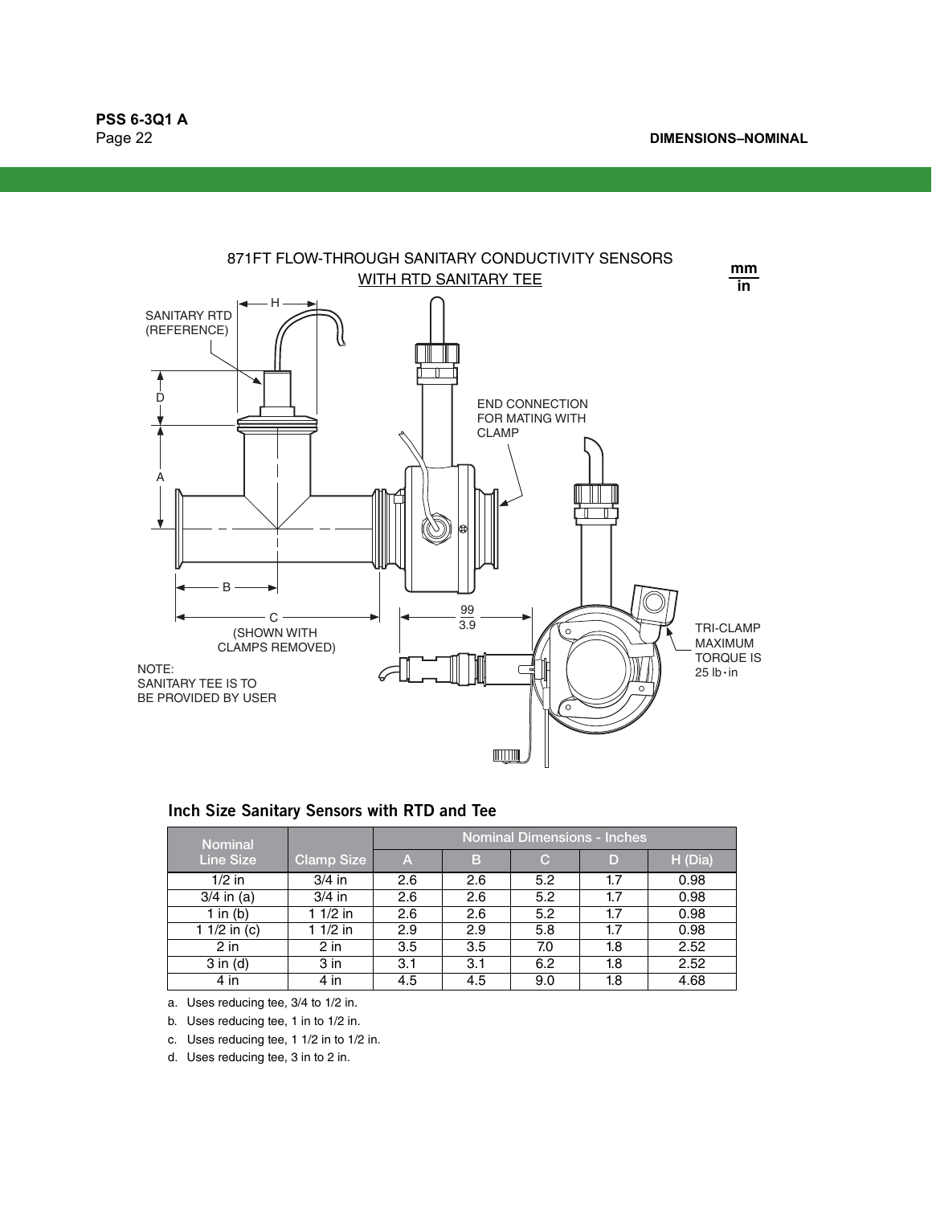## DIMENSIONS–NOMINAL

871FT FLOW-THROUGH SANITARY CONDUCTIVITY SENSORS
WITH RTD SANITARY TEE

mm/in

SANITARY RTD (REFERENCE)

END CONNECTION FOR MATING WITH CLAMP

C (SHOWN WITH CLAMPS REMOVED)

99 / 3.9

TRI-CLAMP MAXIMUM TORQUE IS 25 lb•in

NOTE:
SANITARY TEE IS TO BE PROVIDED BY USER

### Inch Size Sanitary Sensors with RTD and Tee

| Nominal Line Size | Clamp Size | Nominal Dimensions - Inches | | | | |
|---|---|---|---|---|---|---|
| | | A | B | C | D | H (Dia) |
| 1/2 in | 3/4 in | 2.6 | 2.6 | 5.2 | 1.7 | 0.98 |
| 3/4 in (a) | 3/4 in | 2.6 | 2.6 | 5.2 | 1.7 | 0.98 |
| 1 in (b) | 1 1/2 in | 2.6 | 2.6 | 5.2 | 1.7 | 0.98 |
| 1 1/2 in (c) | 1 1/2 in | 2.9 | 2.9 | 5.8 | 1.7 | 0.98 |
| 2 in | 2 in | 3.5 | 3.5 | 7.0 | 1.8 | 2.52 |
| 3 in (d) | 3 in | 3.1 | 3.1 | 6.2 | 1.8 | 2.52 |
| 4 in | 4 in | 4.5 | 4.5 | 9.0 | 1.8 | 4.68 |

a. Uses reducing tee, 3/4 to 1/2 in.

b. Uses reducing tee, 1 in to 1/2 in.

c. Uses reducing tee, 1 1/2 in to 1/2 in.

d. Uses reducing tee, 3 in to 2 in.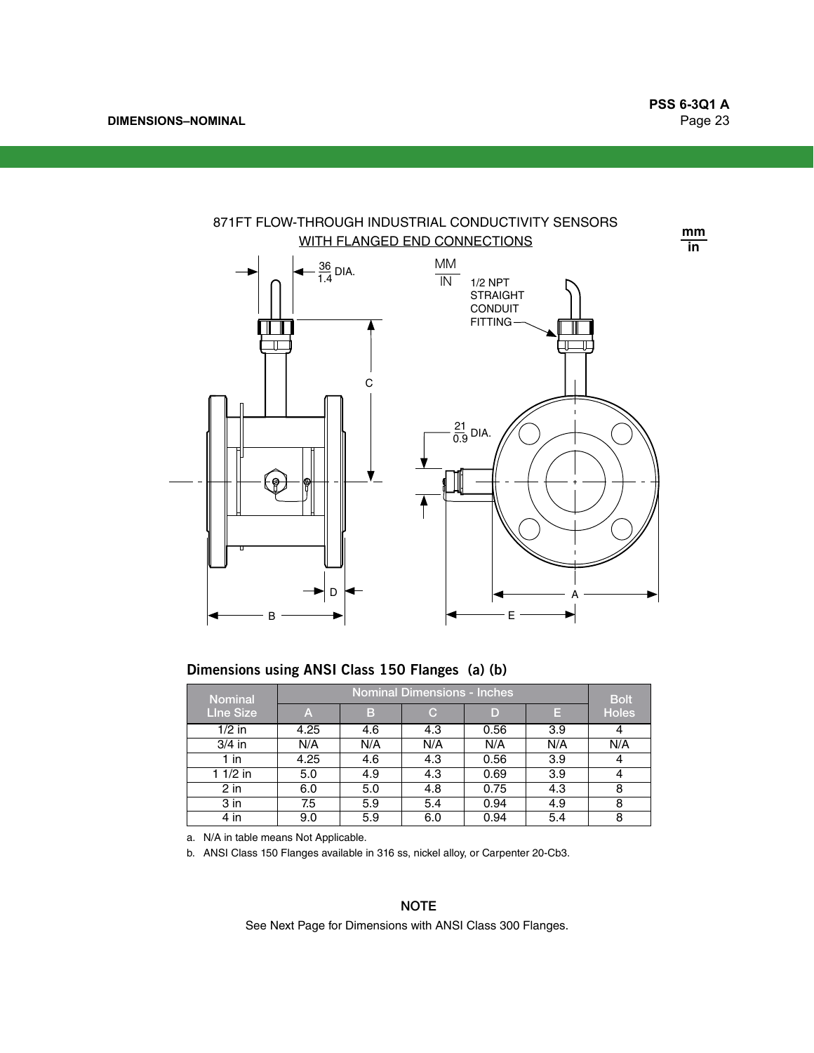## DIMENSIONS–NOMINAL

871FT FLOW-THROUGH INDUSTRIAL CONDUCTIVITY SENSORS WITH FLANGED END CONNECTIONS

### Dimensions using ANSI Class 150 Flanges (a) (b)

| Nominal LIne Size | Nominal Dimensions - Inches | | | | | Bolt Holes |
|---|---|---|---|---|---|---|
| | A | B | C | D | E | |
| 1/2 in | 4.25 | 4.6 | 4.3 | 0.56 | 3.9 | 4 |
| 3/4 in | N/A | N/A | N/A | N/A | N/A | N/A |
| 1 in | 4.25 | 4.6 | 4.3 | 0.56 | 3.9 | 4 |
| 1 1/2 in | 5.0 | 4.9 | 4.3 | 0.69 | 3.9 | 4 |
| 2 in | 6.0 | 5.0 | 4.8 | 0.75 | 4.3 | 8 |
| 3 in | 7.5 | 5.9 | 5.4 | 0.94 | 4.9 | 8 |
| 4 in | 9.0 | 5.9 | 6.0 | 0.94 | 5.4 | 8 |

a. N/A in table means Not Applicable.

b. ANSI Class 150 Flanges available in 316 ss, nickel alloy, or Carpenter 20-Cb3.

**NOTE**

See Next Page for Dimensions with ANSI Class 300 Flanges.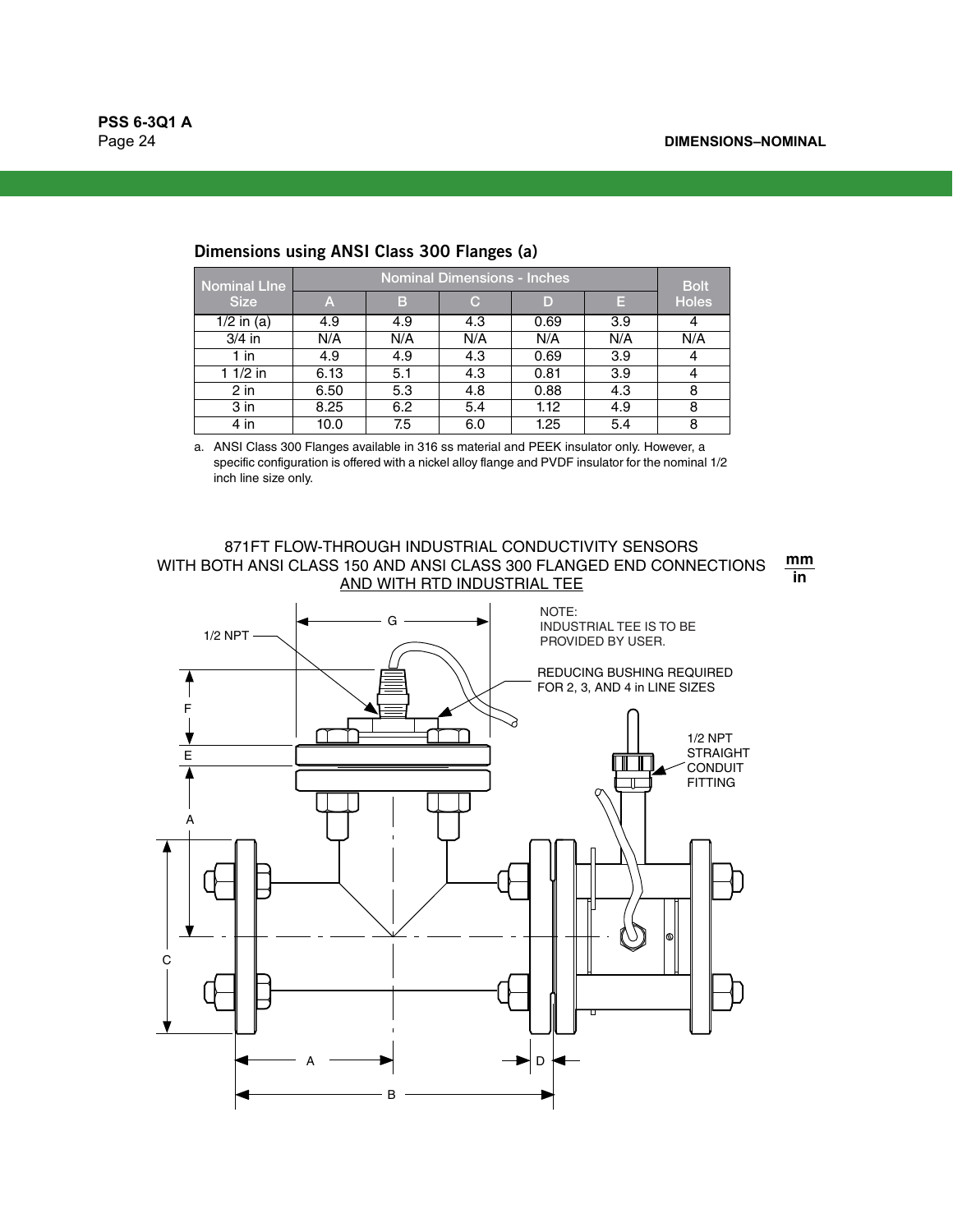## Dimensions using ANSI Class 300 Flanges (a)

| Nominal LIne Size | Nominal Dimensions - Inches | | | | | Bolt Holes |
|---|---|---|---|---|---|---|
| | A | B | C | D | E | |
| 1/2 in (a) | 4.9 | 4.9 | 4.3 | 0.69 | 3.9 | 4 |
| 3/4 in | N/A | N/A | N/A | N/A | N/A | N/A |
| 1 in | 4.9 | 4.9 | 4.3 | 0.69 | 3.9 | 4 |
| 1 1/2 in | 6.13 | 5.1 | 4.3 | 0.81 | 3.9 | 4 |
| 2 in | 6.50 | 5.3 | 4.8 | 0.88 | 4.3 | 8 |
| 3 in | 8.25 | 6.2 | 5.4 | 1.12 | 4.9 | 8 |
| 4 in | 10.0 | 7.5 | 6.0 | 1.25 | 5.4 | 8 |

a. ANSI Class 300 Flanges available in 316 ss material and PEEK insulator only. However, a specific configuration is offered with a nickel alloy flange and PVDF insulator for the nominal 1/2 inch line size only.

871FT FLOW-THROUGH INDUSTRIAL CONDUCTIVITY SENSORS
WITH BOTH ANSI CLASS 150 AND ANSI CLASS 300 FLANGED END CONNECTIONS
AND WITH RTD INDUSTRIAL TEE

mm / in

NOTE:
INDUSTRIAL TEE IS TO BE PROVIDED BY USER.

1/2 NPT

REDUCING BUSHING REQUIRED FOR 2, 3, AND 4 in LINE SIZES

1/2 NPT STRAIGHT CONDUIT FITTING

G, F, E, A, C, A, D, B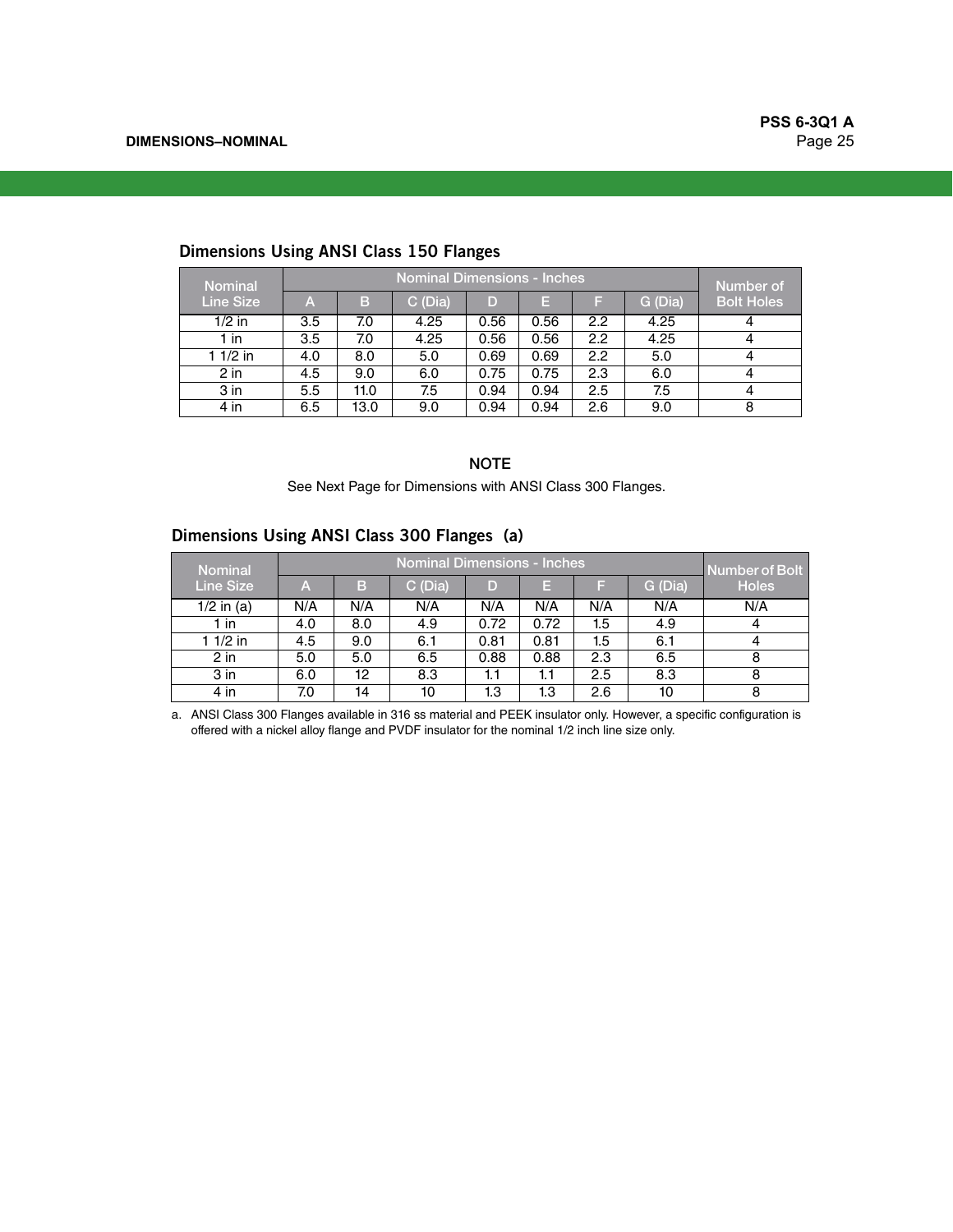## Dimensions Using ANSI Class 150 Flanges

| Nominal Line Size | Nominal Dimensions - Inches | | | | | | | Number of Bolt Holes |
|---|---|---|---|---|---|---|---|---|
| | A | B | C (Dia) | D | E | F | G (Dia) | |
| 1/2 in | 3.5 | 7.0 | 4.25 | 0.56 | 0.56 | 2.2 | 4.25 | 4 |
| 1 in | 3.5 | 7.0 | 4.25 | 0.56 | 0.56 | 2.2 | 4.25 | 4 |
| 1 1/2 in | 4.0 | 8.0 | 5.0 | 0.69 | 0.69 | 2.2 | 5.0 | 4 |
| 2 in | 4.5 | 9.0 | 6.0 | 0.75 | 0.75 | 2.3 | 6.0 | 4 |
| 3 in | 5.5 | 11.0 | 7.5 | 0.94 | 0.94 | 2.5 | 7.5 | 4 |
| 4 in | 6.5 | 13.0 | 9.0 | 0.94 | 0.94 | 2.6 | 9.0 | 8 |

**NOTE**

See Next Page for Dimensions with ANSI Class 300 Flanges.

## Dimensions Using ANSI Class 300 Flanges (a)

| Nominal Line Size | Nominal Dimensions - Inches | | | | | | | Number of Bolt Holes |
|---|---|---|---|---|---|---|---|---|
| | A | B | C (Dia) | D | E | F | G (Dia) | |
| 1/2 in (a) | N/A | N/A | N/A | N/A | N/A | N/A | N/A | N/A |
| 1 in | 4.0 | 8.0 | 4.9 | 0.72 | 0.72 | 1.5 | 4.9 | 4 |
| 1 1/2 in | 4.5 | 9.0 | 6.1 | 0.81 | 0.81 | 1.5 | 6.1 | 4 |
| 2 in | 5.0 | 5.0 | 6.5 | 0.88 | 0.88 | 2.3 | 6.5 | 8 |
| 3 in | 6.0 | 12 | 8.3 | 1.1 | 1.1 | 2.5 | 8.3 | 8 |
| 4 in | 7.0 | 14 | 10 | 1.3 | 1.3 | 2.6 | 10 | 8 |

a. ANSI Class 300 Flanges available in 316 ss material and PEEK insulator only. However, a specific configuration is offered with a nickel alloy flange and PVDF insulator for the nominal 1/2 inch line size only.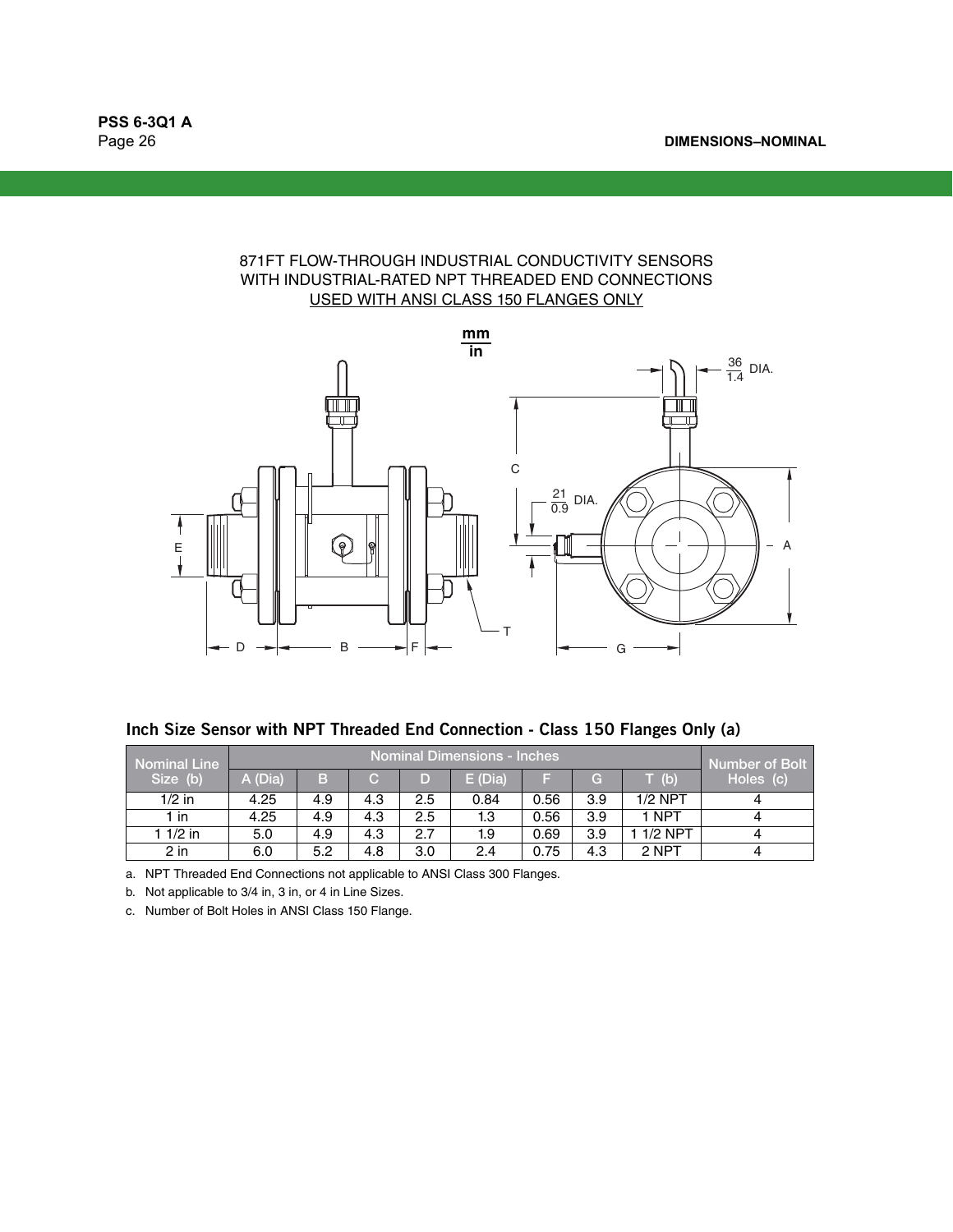## 871FT FLOW-THROUGH INDUSTRIAL CONDUCTIVITY SENSORS WITH INDUSTRIAL-RATED NPT THREADED END CONNECTIONS USED WITH ANSI CLASS 150 FLANGES ONLY

### Inch Size Sensor with NPT Threaded End Connection - Class 150 Flanges Only (a)

| Nominal Line Size (b) | Nominal Dimensions - Inches | | | | | | | | Number of Bolt Holes (c) |
|---|---|---|---|---|---|---|---|---|---|
| | A (Dia) | B | C | D | E (Dia) | F | G | T (b) | |
| 1/2 in | 4.25 | 4.9 | 4.3 | 2.5 | 0.84 | 0.56 | 3.9 | 1/2 NPT | 4 |
| 1 in | 4.25 | 4.9 | 4.3 | 2.5 | 1.3 | 0.56 | 3.9 | 1 NPT | 4 |
| 1 1/2 in | 5.0 | 4.9 | 4.3 | 2.7 | 1.9 | 0.69 | 3.9 | 1 1/2 NPT | 4 |
| 2 in | 6.0 | 5.2 | 4.8 | 3.0 | 2.4 | 0.75 | 4.3 | 2 NPT | 4 |

a. NPT Threaded End Connections not applicable to ANSI Class 300 Flanges.

b. Not applicable to 3/4 in, 3 in, or 4 in Line Sizes.

c. Number of Bolt Holes in ANSI Class 150 Flange.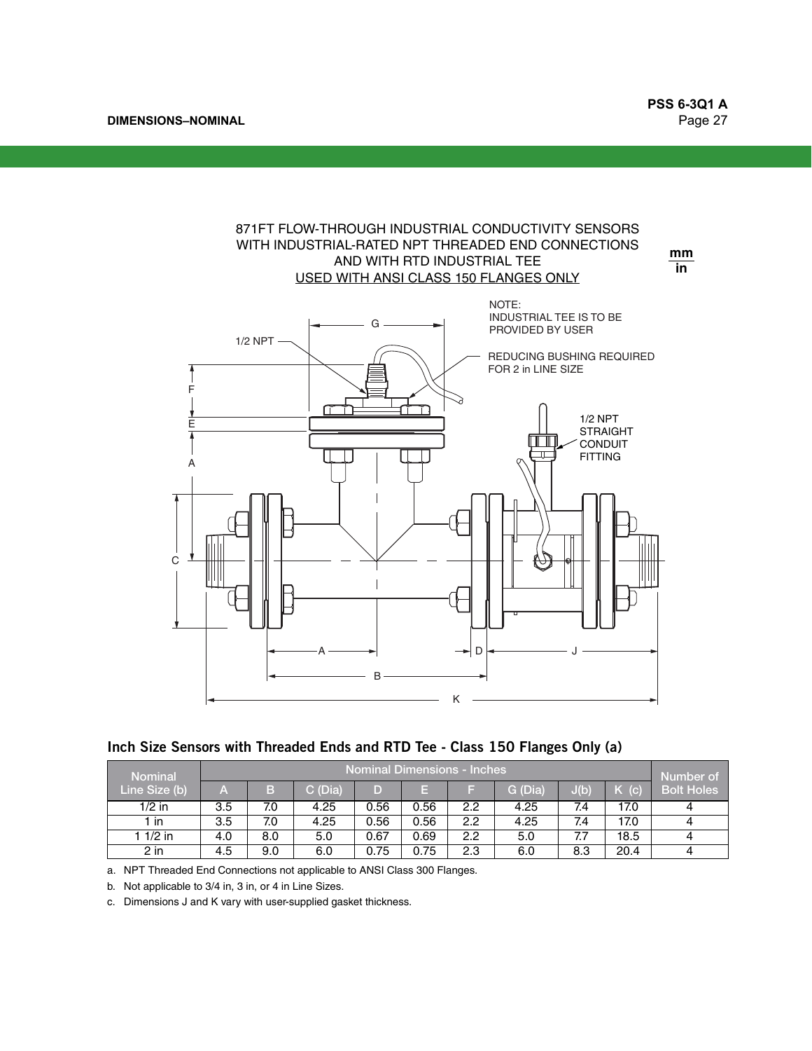## DIMENSIONS–NOMINAL

871FT FLOW-THROUGH INDUSTRIAL CONDUCTIVITY SENSORS
WITH INDUSTRIAL-RATED NPT THREADED END CONNECTIONS
AND WITH RTD INDUSTRIAL TEE
USED WITH ANSI CLASS 150 FLANGES ONLY

mm / in

NOTE:
INDUSTRIAL TEE IS TO BE PROVIDED BY USER

REDUCING BUSHING REQUIRED FOR 2 in LINE SIZE

1/2 NPT

1/2 NPT STRAIGHT CONDUIT FITTING

### Inch Size Sensors with Threaded Ends and RTD Tee - Class 150 Flanges Only (a)

| Nominal Line Size (b) | Nominal Dimensions - Inches | | | | | | | | | Number of Bolt Holes |
|---|---|---|---|---|---|---|---|---|---|---|
| | A | B | C (Dia) | D | E | F | G (Dia) | J(b) | K (c) | |
| 1/2 in | 3.5 | 7.0 | 4.25 | 0.56 | 0.56 | 2.2 | 4.25 | 7.4 | 17.0 | 4 |
| 1 in | 3.5 | 7.0 | 4.25 | 0.56 | 0.56 | 2.2 | 4.25 | 7.4 | 17.0 | 4 |
| 1 1/2 in | 4.0 | 8.0 | 5.0 | 0.67 | 0.69 | 2.2 | 5.0 | 7.7 | 18.5 | 4 |
| 2 in | 4.5 | 9.0 | 6.0 | 0.75 | 0.75 | 2.3 | 6.0 | 8.3 | 20.4 | 4 |

a. NPT Threaded End Connections not applicable to ANSI Class 300 Flanges.

b. Not applicable to 3/4 in, 3 in, or 4 in Line Sizes.

c. Dimensions J and K vary with user-supplied gasket thickness.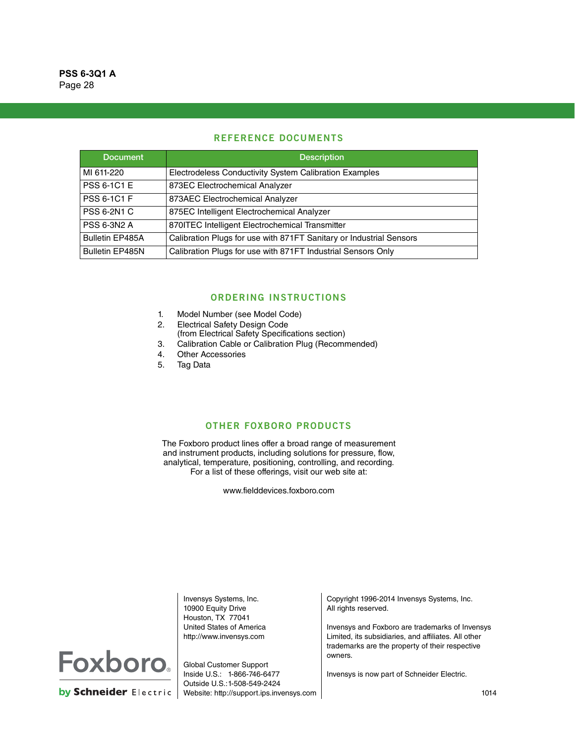## REFERENCE DOCUMENTS

| Document | Description |
|---|---|
| MI 611-220 | Electrodeless Conductivity System Calibration Examples |
| PSS 6-1C1 E | 873EC Electrochemical Analyzer |
| PSS 6-1C1 F | 873AEC Electrochemical Analyzer |
| PSS 6-2N1 C | 875EC Intelligent Electrochemical Analyzer |
| PSS 6-3N2 A | 870ITEC Intelligent Electrochemical Transmitter |
| Bulletin EP485A | Calibration Plugs for use with 871FT Sanitary or Industrial Sensors |
| Bulletin EP485N | Calibration Plugs for use with 871FT Industrial Sensors Only |

## ORDERING INSTRUCTIONS

1. Model Number (see Model Code)
2. Electrical Safety Design Code (from Electrical Safety Specifications section)
3. Calibration Cable or Calibration Plug (Recommended)
4. Other Accessories
5. Tag Data

## OTHER FOXBORO PRODUCTS

The Foxboro product lines offer a broad range of measurement and instrument products, including solutions for pressure, flow, analytical, temperature, positioning, controlling, and recording. For a list of these offerings, visit our web site at:

www.fielddevices.foxboro.com

Foxboro by Schneider Electric

Invensys Systems, Inc.
10900 Equity Drive
Houston, TX 77041
United States of America
http://www.invensys.com

Global Customer Support
Inside U.S.: 1-866-746-6477
Outside U.S.: 1-508-549-2424
Website: http://support.ips.invensys.com

Copyright 1996-2014 Invensys Systems, Inc.
All rights reserved.

Invensys and Foxboro are trademarks of Invensys Limited, its subsidiaries, and affiliates. All other trademarks are the property of their respective owners.

Invensys is now part of Schneider Electric.

1014